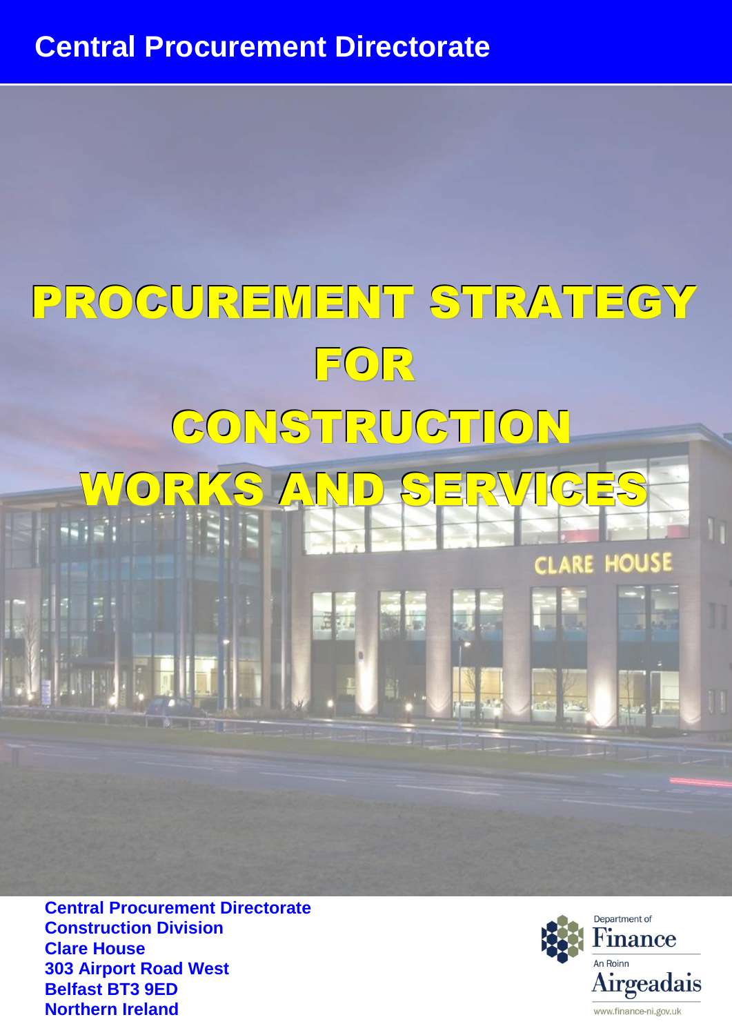**Central Procurement Directorate**

# PROCUREMENT STRATEGY FOR CONSTRUCTION WORKS AND SERVICES

**Central Procurement Directorate**
**Construction Division**
**Clare House**
**303 Airport Road West**
**Belfast BT3 9ED**
**Northern Ireland**

Department of Finance
An Roinn Airgeadais
www.finance-ni.gov.uk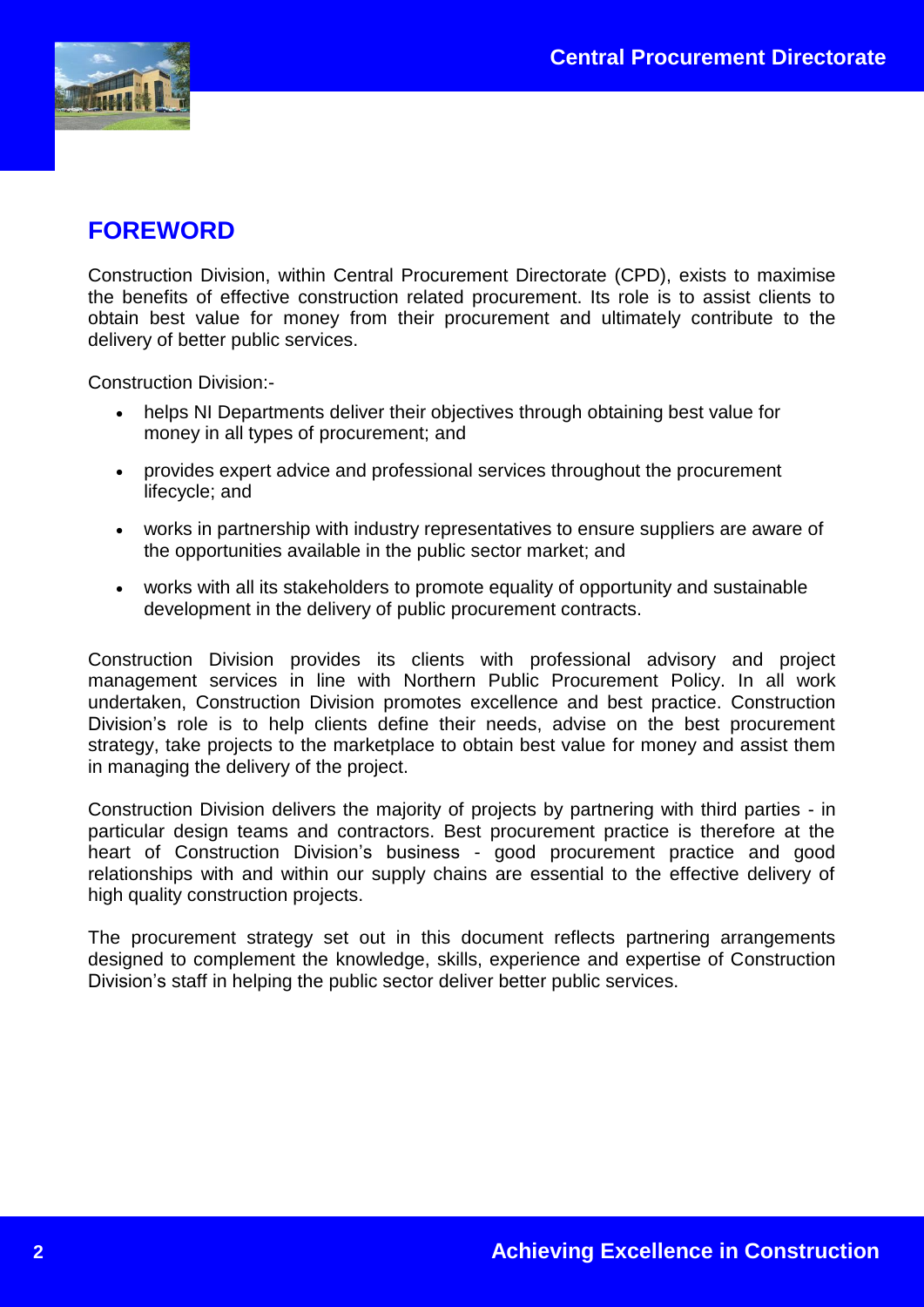## FOREWORD

Construction Division, within Central Procurement Directorate (CPD), exists to maximise the benefits of effective construction related procurement. Its role is to assist clients to obtain best value for money from their procurement and ultimately contribute to the delivery of better public services.

Construction Division:-

- helps NI Departments deliver their objectives through obtaining best value for money in all types of procurement; and
- provides expert advice and professional services throughout the procurement lifecycle; and
- works in partnership with industry representatives to ensure suppliers are aware of the opportunities available in the public sector market; and
- works with all its stakeholders to promote equality of opportunity and sustainable development in the delivery of public procurement contracts.

Construction Division provides its clients with professional advisory and project management services in line with Northern Public Procurement Policy. In all work undertaken, Construction Division promotes excellence and best practice. Construction Division's role is to help clients define their needs, advise on the best procurement strategy, take projects to the marketplace to obtain best value for money and assist them in managing the delivery of the project.

Construction Division delivers the majority of projects by partnering with third parties - in particular design teams and contractors. Best procurement practice is therefore at the heart of Construction Division's business - good procurement practice and good relationships with and within our supply chains are essential to the effective delivery of high quality construction projects.

The procurement strategy set out in this document reflects partnering arrangements designed to complement the knowledge, skills, experience and expertise of Construction Division's staff in helping the public sector deliver better public services.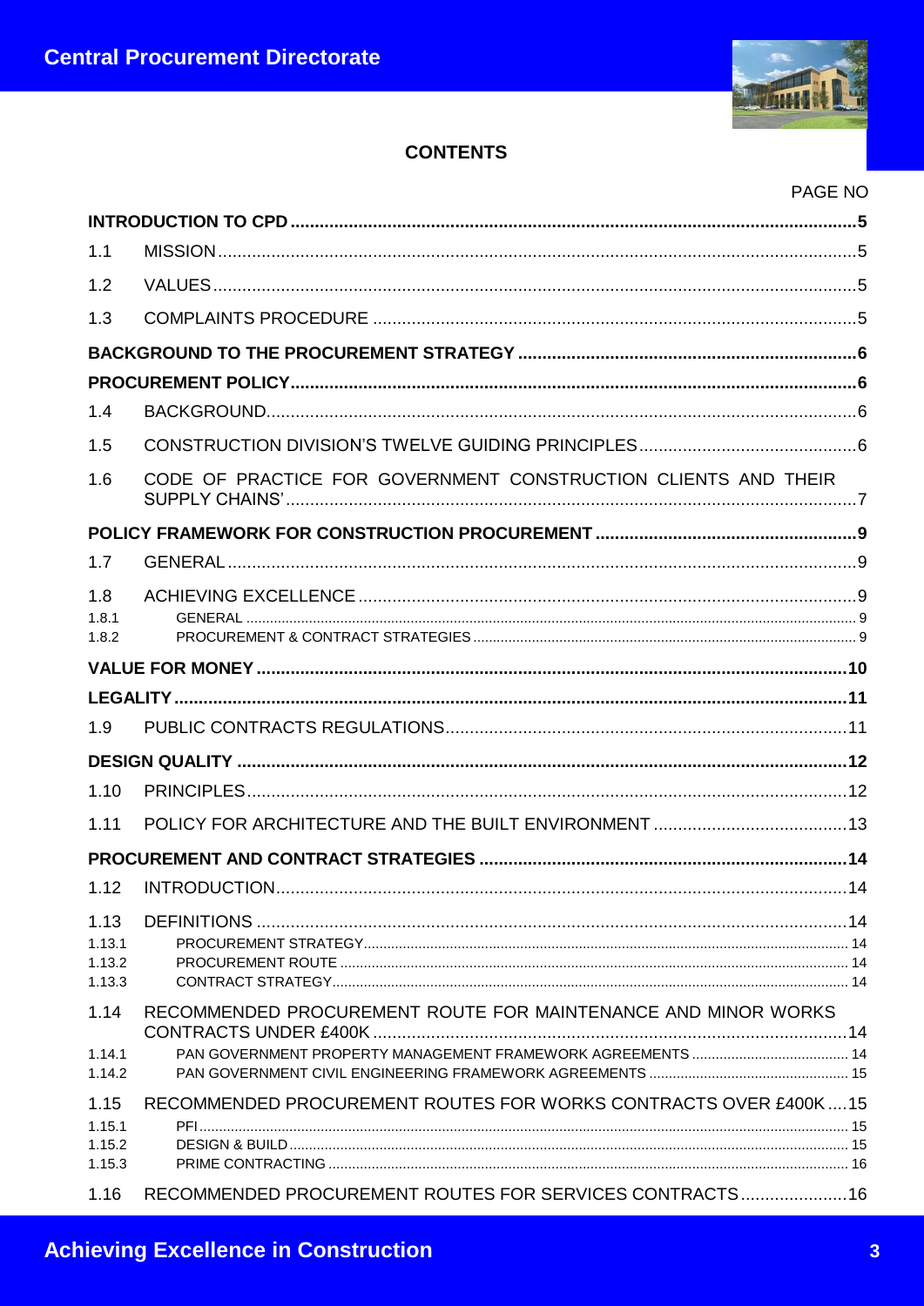# CONTENTS

PAGE NO

| | | |
|---|---|---|
| **INTRODUCTION TO CPD** | | **5** |
| 1.1 | MISSION | 5 |
| 1.2 | VALUES | 5 |
| 1.3 | COMPLAINTS PROCEDURE | 5 |
| **BACKGROUND TO THE PROCUREMENT STRATEGY** | | **6** |
| **PROCUREMENT POLICY** | | **6** |
| 1.4 | BACKGROUND | 6 |
| 1.5 | CONSTRUCTION DIVISION'S TWELVE GUIDING PRINCIPLES | 6 |
| 1.6 | CODE OF PRACTICE FOR GOVERNMENT CONSTRUCTION CLIENTS AND THEIR SUPPLY CHAINS' | 7 |
| **POLICY FRAMEWORK FOR CONSTRUCTION PROCUREMENT** | | **9** |
| 1.7 | GENERAL | 9 |
| 1.8 | ACHIEVING EXCELLENCE | 9 |
| 1.8.1 | GENERAL | 9 |
| 1.8.2 | PROCUREMENT & CONTRACT STRATEGIES | 9 |
| **VALUE FOR MONEY** | | **10** |
| **LEGALITY** | | **11** |
| 1.9 | PUBLIC CONTRACTS REGULATIONS | 11 |
| **DESIGN QUALITY** | | **12** |
| 1.10 | PRINCIPLES | 12 |
| 1.11 | POLICY FOR ARCHITECTURE AND THE BUILT ENVIRONMENT | 13 |
| **PROCUREMENT AND CONTRACT STRATEGIES** | | **14** |
| 1.12 | INTRODUCTION | 14 |
| 1.13 | DEFINITIONS | 14 |
| 1.13.1 | PROCUREMENT STRATEGY | 14 |
| 1.13.2 | PROCUREMENT ROUTE | 14 |
| 1.13.3 | CONTRACT STRATEGY | 14 |
| 1.14 | RECOMMENDED PROCUREMENT ROUTE FOR MAINTENANCE AND MINOR WORKS CONTRACTS UNDER £400K | 14 |
| 1.14.1 | PAN GOVERNMENT PROPERTY MANAGEMENT FRAMEWORK AGREEMENTS | 14 |
| 1.14.2 | PAN GOVERNMENT CIVIL ENGINEERING FRAMEWORK AGREEMENTS | 15 |
| 1.15 | RECOMMENDED PROCUREMENT ROUTES FOR WORKS CONTRACTS OVER £400K | 15 |
| 1.15.1 | PFI | 15 |
| 1.15.2 | DESIGN & BUILD | 15 |
| 1.15.3 | PRIME CONTRACTING | 16 |
| 1.16 | RECOMMENDED PROCUREMENT ROUTES FOR SERVICES CONTRACTS | 16 |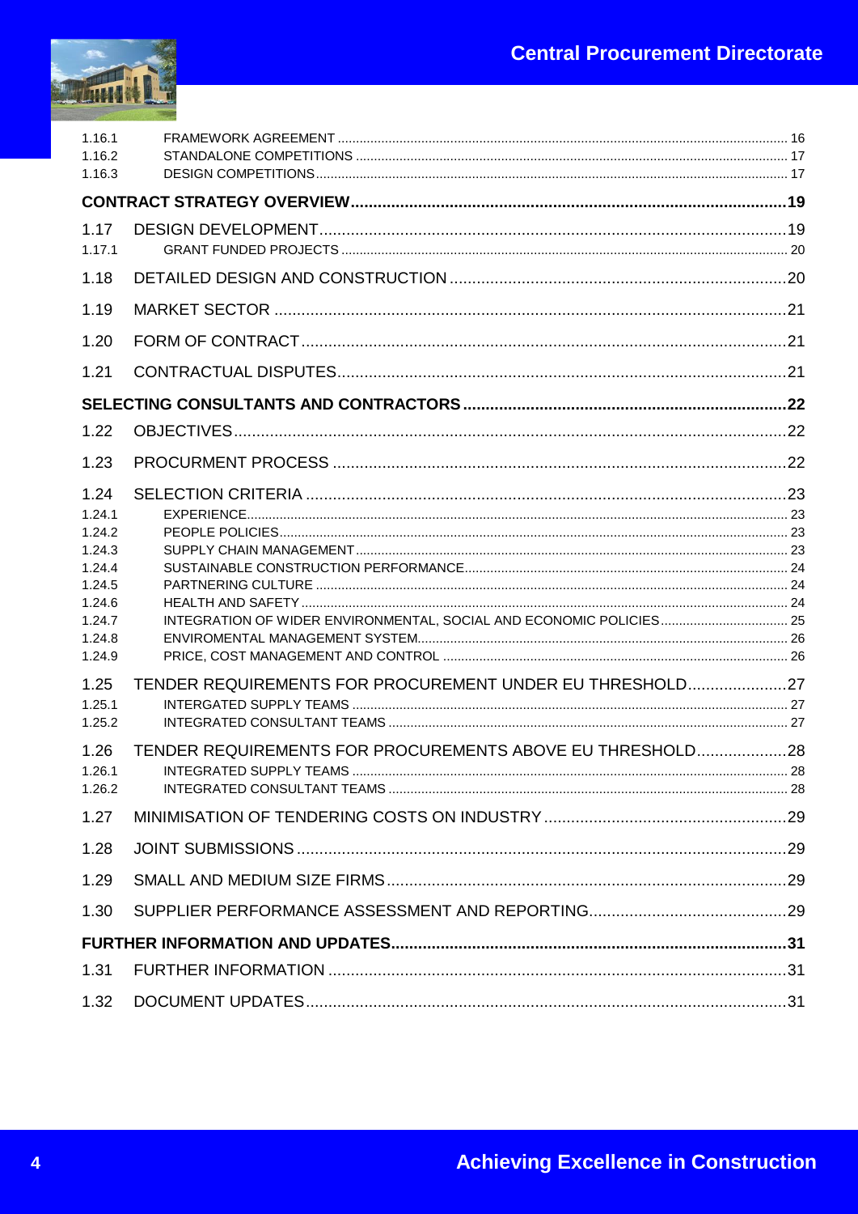1.16.1 FRAMEWORK AGREEMENT ..... 16
1.16.2 STANDALONE COMPETITIONS ..... 17
1.16.3 DESIGN COMPETITIONS ..... 17

**CONTRACT STRATEGY OVERVIEW ..... 19**

1.17 DESIGN DEVELOPMENT ..... 19
1.17.1 GRANT FUNDED PROJECTS ..... 20

1.18 DETAILED DESIGN AND CONSTRUCTION ..... 20

1.19 MARKET SECTOR ..... 21

1.20 FORM OF CONTRACT ..... 21

1.21 CONTRACTUAL DISPUTES ..... 21

**SELECTING CONSULTANTS AND CONTRACTORS ..... 22**

1.22 OBJECTIVES ..... 22

1.23 PROCURMENT PROCESS ..... 22

1.24 SELECTION CRITERIA ..... 23
1.24.1 EXPERIENCE ..... 23
1.24.2 PEOPLE POLICIES ..... 23
1.24.3 SUPPLY CHAIN MANAGEMENT ..... 23
1.24.4 SUSTAINABLE CONSTRUCTION PERFORMANCE ..... 24
1.24.5 PARTNERING CULTURE ..... 24
1.24.6 HEALTH AND SAFETY ..... 24
1.24.7 INTEGRATION OF WIDER ENVIRONMENTAL, SOCIAL AND ECONOMIC POLICIES ..... 25
1.24.8 ENVIROMENTAL MANAGEMENT SYSTEM ..... 26
1.24.9 PRICE, COST MANAGEMENT AND CONTROL ..... 26

1.25 TENDER REQUIREMENTS FOR PROCUREMENT UNDER EU THRESHOLD ..... 27
1.25.1 INTERGATED SUPPLY TEAMS ..... 27
1.25.2 INTEGRATED CONSULTANT TEAMS ..... 27

1.26 TENDER REQUIREMENTS FOR PROCUREMENTS ABOVE EU THRESHOLD ..... 28
1.26.1 INTEGRATED SUPPLY TEAMS ..... 28
1.26.2 INTEGRATED CONSULTANT TEAMS ..... 28

1.27 MINIMISATION OF TENDERING COSTS ON INDUSTRY ..... 29

1.28 JOINT SUBMISSIONS ..... 29

1.29 SMALL AND MEDIUM SIZE FIRMS ..... 29

1.30 SUPPLIER PERFORMANCE ASSESSMENT AND REPORTING ..... 29

**FURTHER INFORMATION AND UPDATES ..... 31**

1.31 FURTHER INFORMATION ..... 31

1.32 DOCUMENT UPDATES ..... 31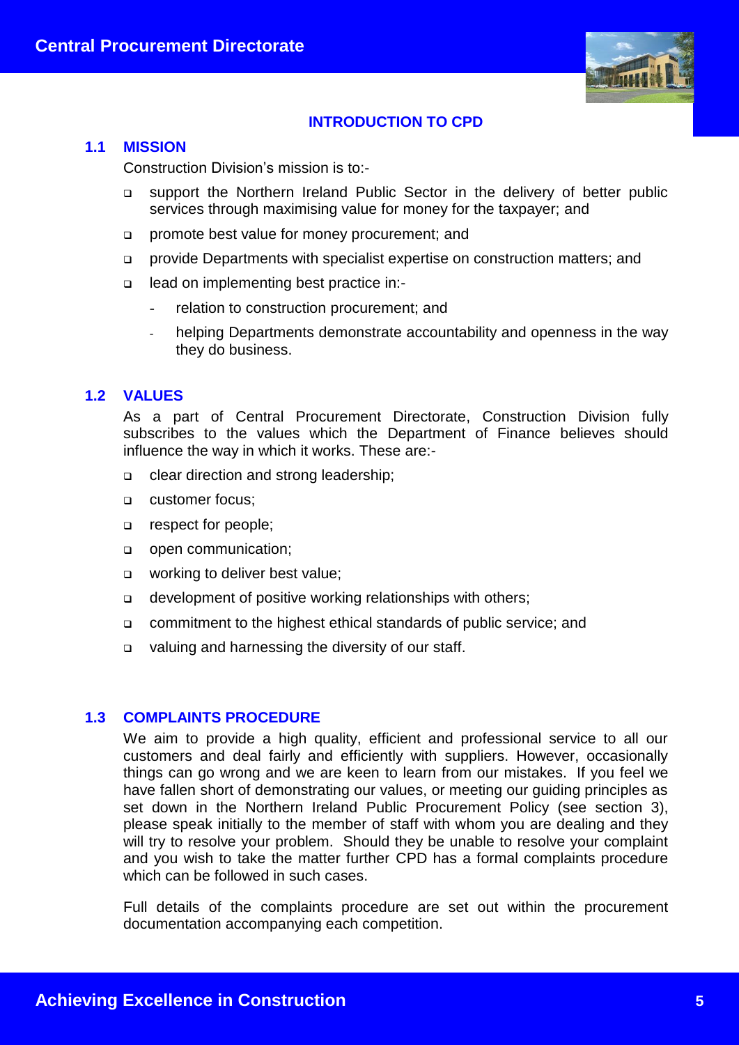## INTRODUCTION TO CPD

### 1.1 MISSION

Construction Division's mission is to:-

- support the Northern Ireland Public Sector in the delivery of better public services through maximising value for money for the taxpayer; and
- promote best value for money procurement; and
- provide Departments with specialist expertise on construction matters; and
- lead on implementing best practice in:-
  - relation to construction procurement; and
  - helping Departments demonstrate accountability and openness in the way they do business.

### 1.2 VALUES

As a part of Central Procurement Directorate, Construction Division fully subscribes to the values which the Department of Finance believes should influence the way in which it works. These are:-

- clear direction and strong leadership;
- customer focus;
- respect for people;
- open communication;
- working to deliver best value;
- development of positive working relationships with others;
- commitment to the highest ethical standards of public service; and
- valuing and harnessing the diversity of our staff.

### 1.3 COMPLAINTS PROCEDURE

We aim to provide a high quality, efficient and professional service to all our customers and deal fairly and efficiently with suppliers. However, occasionally things can go wrong and we are keen to learn from our mistakes. If you feel we have fallen short of demonstrating our values, or meeting our guiding principles as set down in the Northern Ireland Public Procurement Policy (see section 3), please speak initially to the member of staff with whom you are dealing and they will try to resolve your problem. Should they be unable to resolve your complaint and you wish to take the matter further CPD has a formal complaints procedure which can be followed in such cases.

Full details of the complaints procedure are set out within the procurement documentation accompanying each competition.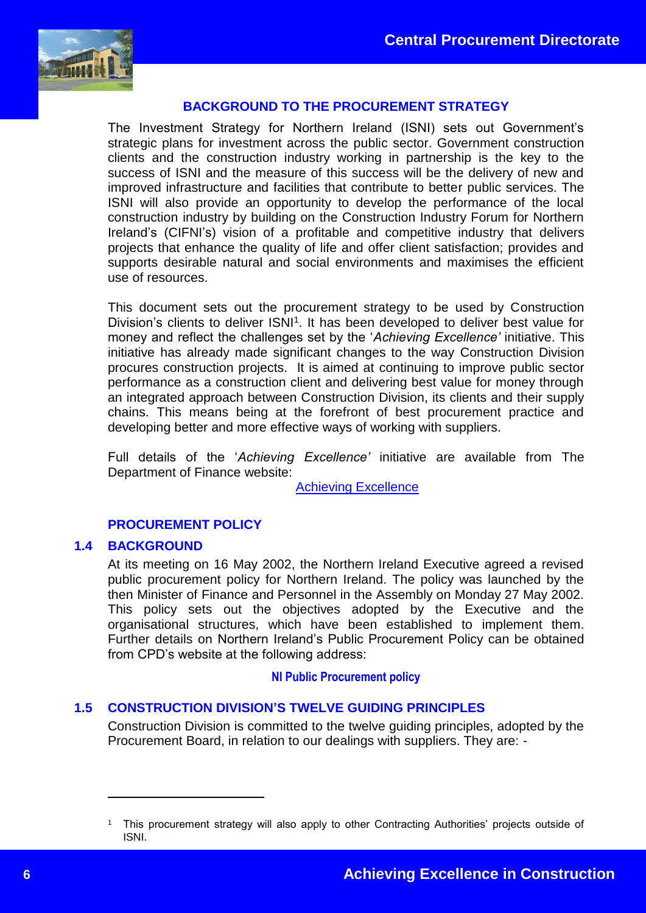## BACKGROUND TO THE PROCUREMENT STRATEGY

The Investment Strategy for Northern Ireland (ISNI) sets out Government's strategic plans for investment across the public sector. Government construction clients and the construction industry working in partnership is the key to the success of ISNI and the measure of this success will be the delivery of new and improved infrastructure and facilities that contribute to better public services. The ISNI will also provide an opportunity to develop the performance of the local construction industry by building on the Construction Industry Forum for Northern Ireland's (CIFNI's) vision of a profitable and competitive industry that delivers projects that enhance the quality of life and offer client satisfaction; provides and supports desirable natural and social environments and maximises the efficient use of resources.

This document sets out the procurement strategy to be used by Construction Division's clients to deliver ISNI[1]. It has been developed to deliver best value for money and reflect the challenges set by the '*Achieving Excellence'* initiative. This initiative has already made significant changes to the way Construction Division procures construction projects. It is aimed at continuing to improve public sector performance as a construction client and delivering best value for money through an integrated approach between Construction Division, its clients and their supply chains. This means being at the forefront of best procurement practice and developing better and more effective ways of working with suppliers.

Full details of the '*Achieving Excellence'* initiative are available from The Department of Finance website:

Achieving Excellence

## PROCUREMENT POLICY

### 1.4 BACKGROUND

At its meeting on 16 May 2002, the Northern Ireland Executive agreed a revised public procurement policy for Northern Ireland. The policy was launched by the then Minister of Finance and Personnel in the Assembly on Monday 27 May 2002. This policy sets out the objectives adopted by the Executive and the organisational structures, which have been established to implement them. Further details on Northern Ireland's Public Procurement Policy can be obtained from CPD's website at the following address:

**NI Public Procurement policy**

### 1.5 CONSTRUCTION DIVISION'S TWELVE GUIDING PRINCIPLES

Construction Division is committed to the twelve guiding principles, adopted by the Procurement Board, in relation to our dealings with suppliers. They are: -

---

[1] This procurement strategy will also apply to other Contracting Authorities' projects outside of ISNI.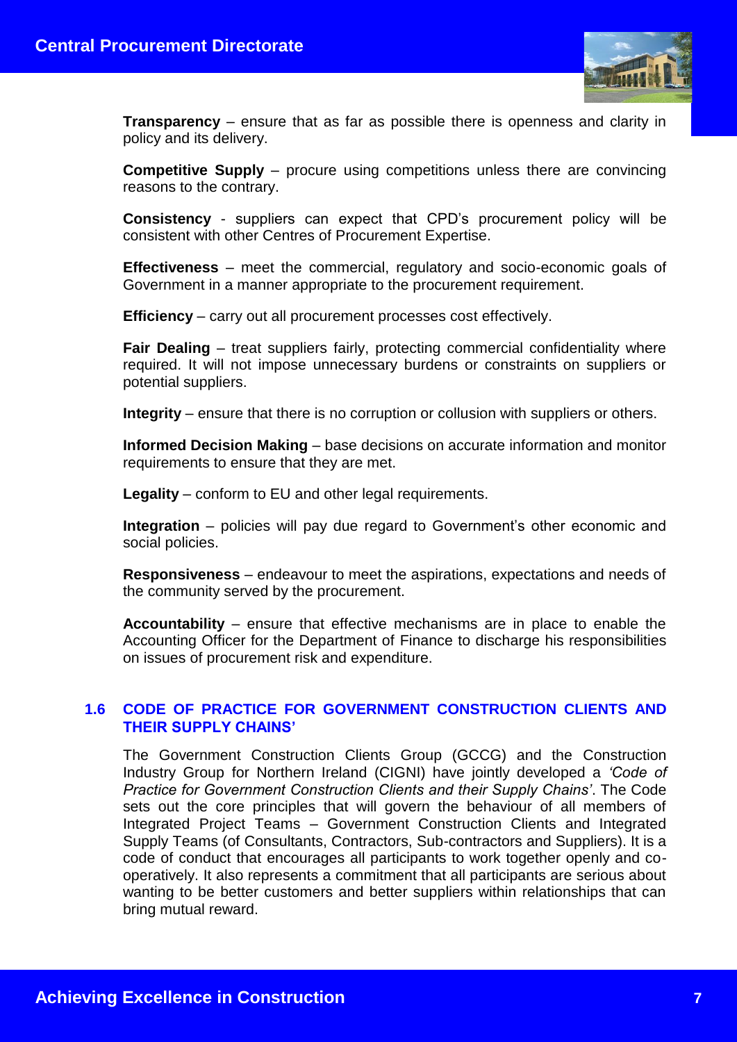**Transparency** – ensure that as far as possible there is openness and clarity in policy and its delivery.

**Competitive Supply** – procure using competitions unless there are convincing reasons to the contrary.

**Consistency** - suppliers can expect that CPD's procurement policy will be consistent with other Centres of Procurement Expertise.

**Effectiveness** – meet the commercial, regulatory and socio-economic goals of Government in a manner appropriate to the procurement requirement.

**Efficiency** – carry out all procurement processes cost effectively.

**Fair Dealing** – treat suppliers fairly, protecting commercial confidentiality where required. It will not impose unnecessary burdens or constraints on suppliers or potential suppliers.

**Integrity** – ensure that there is no corruption or collusion with suppliers or others.

**Informed Decision Making** – base decisions on accurate information and monitor requirements to ensure that they are met.

**Legality** – conform to EU and other legal requirements.

**Integration** – policies will pay due regard to Government's other economic and social policies.

**Responsiveness** – endeavour to meet the aspirations, expectations and needs of the community served by the procurement.

**Accountability** – ensure that effective mechanisms are in place to enable the Accounting Officer for the Department of Finance to discharge his responsibilities on issues of procurement risk and expenditure.

## 1.6 CODE OF PRACTICE FOR GOVERNMENT CONSTRUCTION CLIENTS AND THEIR SUPPLY CHAINS'

The Government Construction Clients Group (GCCG) and the Construction Industry Group for Northern Ireland (CIGNI) have jointly developed a *'Code of Practice for Government Construction Clients and their Supply Chains'*. The Code sets out the core principles that will govern the behaviour of all members of Integrated Project Teams – Government Construction Clients and Integrated Supply Teams (of Consultants, Contractors, Sub-contractors and Suppliers). It is a code of conduct that encourages all participants to work together openly and co-operatively. It also represents a commitment that all participants are serious about wanting to be better customers and better suppliers within relationships that can bring mutual reward.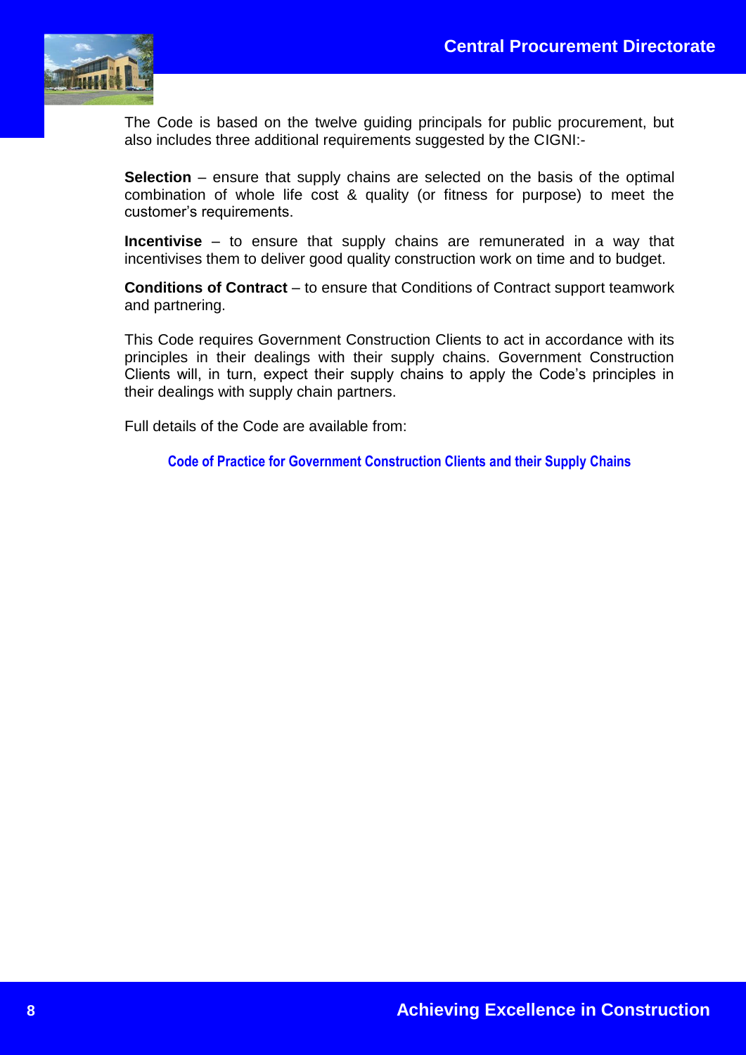The Code is based on the twelve guiding principals for public procurement, but also includes three additional requirements suggested by the CIGNI:-

**Selection** – ensure that supply chains are selected on the basis of the optimal combination of whole life cost & quality (or fitness for purpose) to meet the customer's requirements.

**Incentivise** – to ensure that supply chains are remunerated in a way that incentivises them to deliver good quality construction work on time and to budget.

**Conditions of Contract** – to ensure that Conditions of Contract support teamwork and partnering.

This Code requires Government Construction Clients to act in accordance with its principles in their dealings with their supply chains. Government Construction Clients will, in turn, expect their supply chains to apply the Code's principles in their dealings with supply chain partners.

Full details of the Code are available from:

**Code of Practice for Government Construction Clients and their Supply Chains**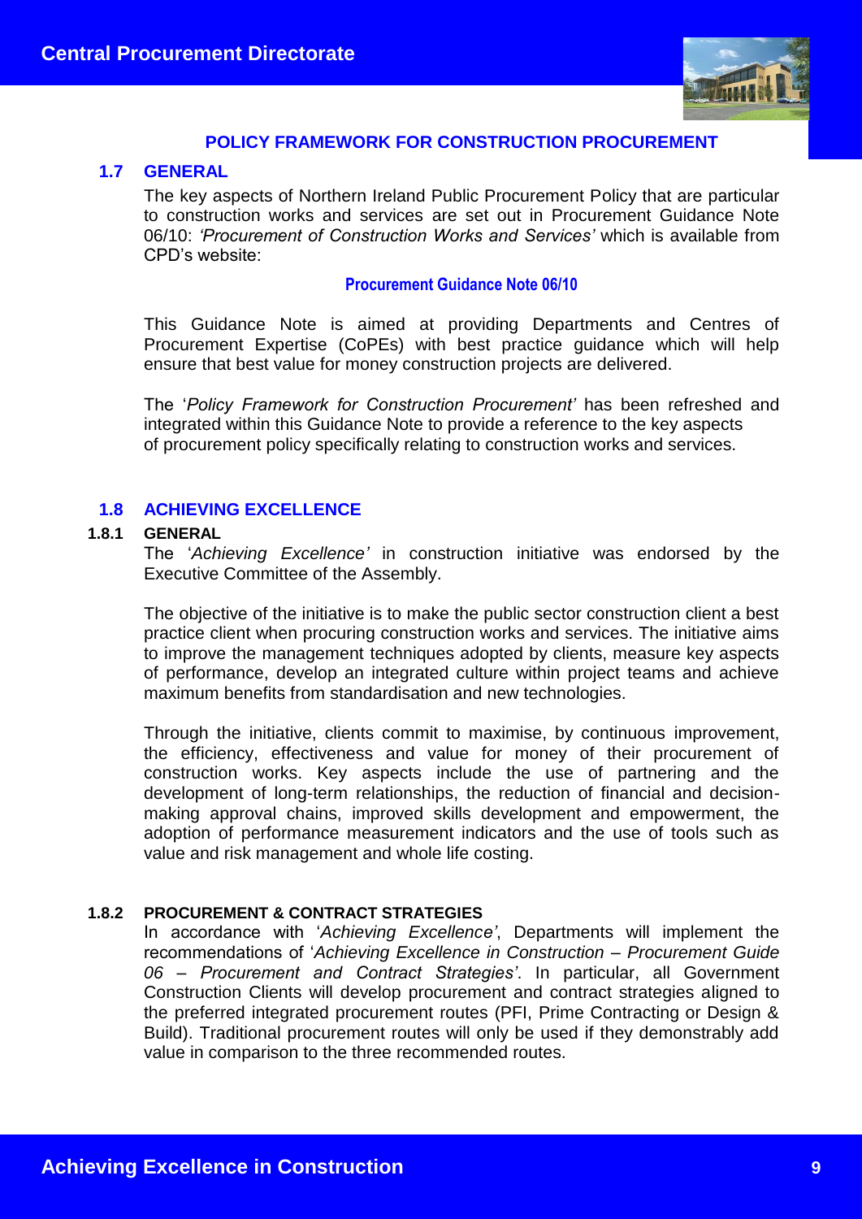## POLICY FRAMEWORK FOR CONSTRUCTION PROCUREMENT

### 1.7 GENERAL

The key aspects of Northern Ireland Public Procurement Policy that are particular to construction works and services are set out in Procurement Guidance Note 06/10: *'Procurement of Construction Works and Services'* which is available from CPD's website:

**Procurement Guidance Note 06/10**

This Guidance Note is aimed at providing Departments and Centres of Procurement Expertise (CoPEs) with best practice guidance which will help ensure that best value for money construction projects are delivered.

The '*Policy Framework for Construction Procurement'* has been refreshed and integrated within this Guidance Note to provide a reference to the key aspects of procurement policy specifically relating to construction works and services.

### 1.8 ACHIEVING EXCELLENCE

#### 1.8.1 GENERAL

The '*Achieving Excellence'* in construction initiative was endorsed by the Executive Committee of the Assembly.

The objective of the initiative is to make the public sector construction client a best practice client when procuring construction works and services. The initiative aims to improve the management techniques adopted by clients, measure key aspects of performance, develop an integrated culture within project teams and achieve maximum benefits from standardisation and new technologies.

Through the initiative, clients commit to maximise, by continuous improvement, the efficiency, effectiveness and value for money of their procurement of construction works. Key aspects include the use of partnering and the development of long-term relationships, the reduction of financial and decision-making approval chains, improved skills development and empowerment, the adoption of performance measurement indicators and the use of tools such as value and risk management and whole life costing.

#### 1.8.2 PROCUREMENT & CONTRACT STRATEGIES

In accordance with '*Achieving Excellence'*, Departments will implement the recommendations of '*Achieving Excellence in Construction – Procurement Guide 06 – Procurement and Contract Strategies'*. In particular, all Government Construction Clients will develop procurement and contract strategies aligned to the preferred integrated procurement routes (PFI, Prime Contracting or Design & Build). Traditional procurement routes will only be used if they demonstrably add value in comparison to the three recommended routes.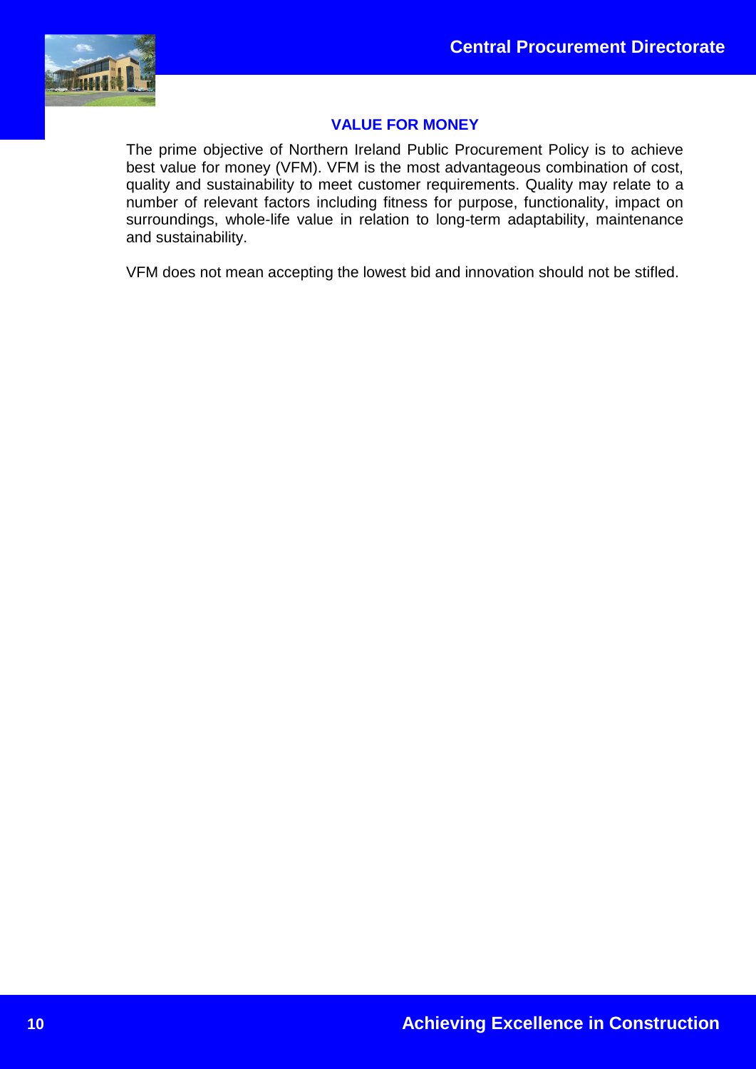## VALUE FOR MONEY

The prime objective of Northern Ireland Public Procurement Policy is to achieve best value for money (VFM). VFM is the most advantageous combination of cost, quality and sustainability to meet customer requirements. Quality may relate to a number of relevant factors including fitness for purpose, functionality, impact on surroundings, whole-life value in relation to long-term adaptability, maintenance and sustainability.

VFM does not mean accepting the lowest bid and innovation should not be stifled.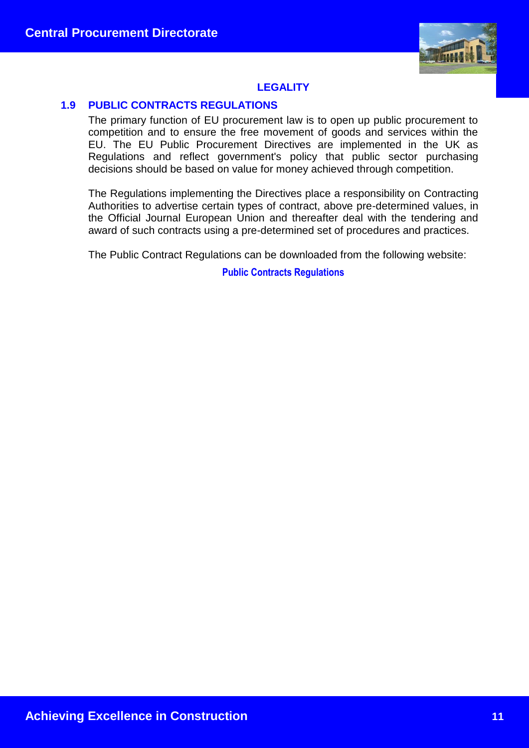## LEGALITY

### 1.9 PUBLIC CONTRACTS REGULATIONS

The primary function of EU procurement law is to open up public procurement to competition and to ensure the free movement of goods and services within the EU. The EU Public Procurement Directives are implemented in the UK as Regulations and reflect government's policy that public sector purchasing decisions should be based on value for money achieved through competition.

The Regulations implementing the Directives place a responsibility on Contracting Authorities to advertise certain types of contract, above pre-determined values, in the Official Journal European Union and thereafter deal with the tendering and award of such contracts using a pre-determined set of procedures and practices.

The Public Contract Regulations can be downloaded from the following website:

**Public Contracts Regulations**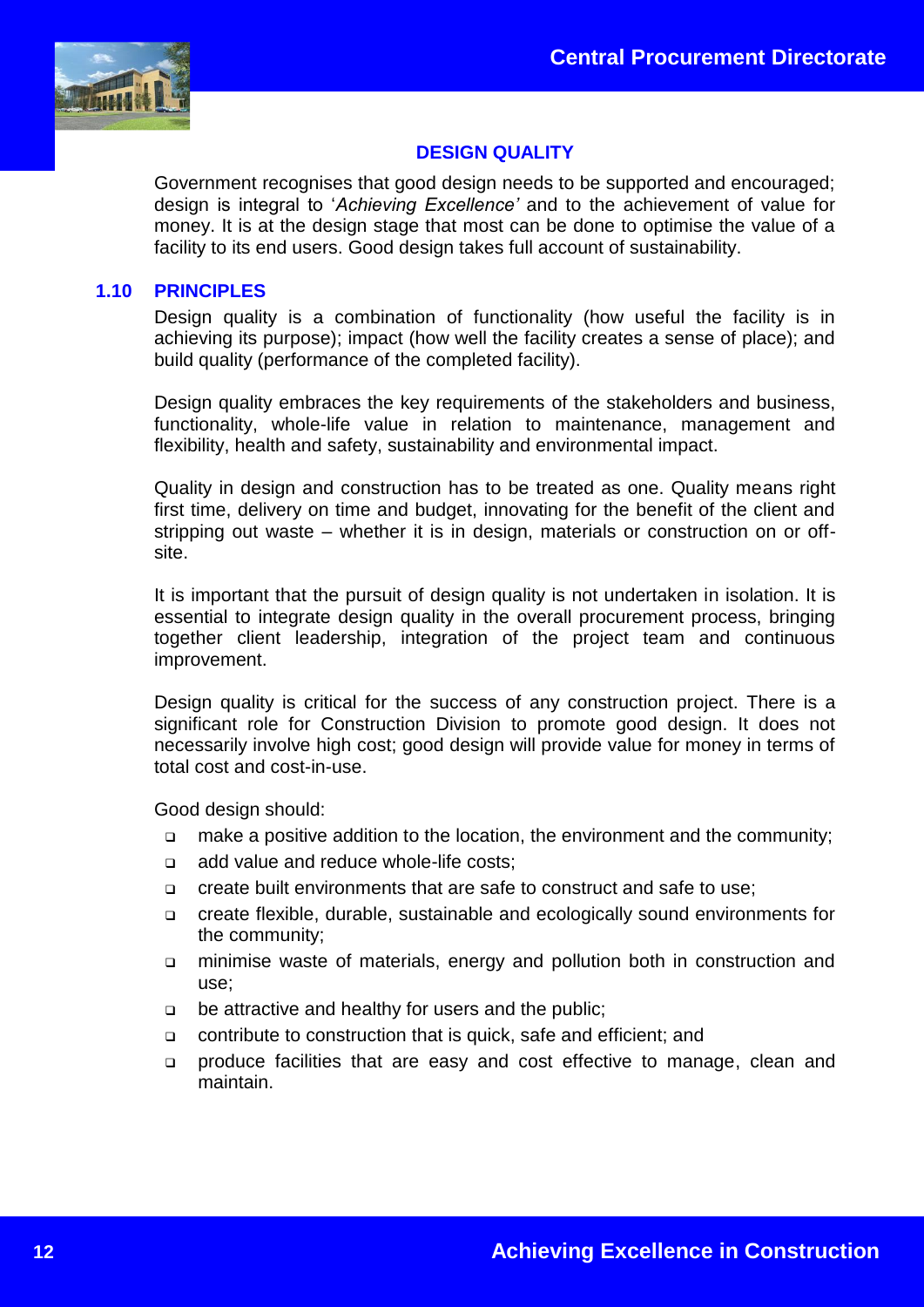## DESIGN QUALITY

Government recognises that good design needs to be supported and encouraged; design is integral to '*Achieving Excellence'* and to the achievement of value for money. It is at the design stage that most can be done to optimise the value of a facility to its end users. Good design takes full account of sustainability.

### 1.10 PRINCIPLES

Design quality is a combination of functionality (how useful the facility is in achieving its purpose); impact (how well the facility creates a sense of place); and build quality (performance of the completed facility).

Design quality embraces the key requirements of the stakeholders and business, functionality, whole-life value in relation to maintenance, management and flexibility, health and safety, sustainability and environmental impact.

Quality in design and construction has to be treated as one. Quality means right first time, delivery on time and budget, innovating for the benefit of the client and stripping out waste – whether it is in design, materials or construction on or off-site.

It is important that the pursuit of design quality is not undertaken in isolation. It is essential to integrate design quality in the overall procurement process, bringing together client leadership, integration of the project team and continuous improvement.

Design quality is critical for the success of any construction project. There is a significant role for Construction Division to promote good design. It does not necessarily involve high cost; good design will provide value for money in terms of total cost and cost-in-use.

Good design should:

- make a positive addition to the location, the environment and the community;
- add value and reduce whole-life costs;
- create built environments that are safe to construct and safe to use;
- create flexible, durable, sustainable and ecologically sound environments for the community;
- minimise waste of materials, energy and pollution both in construction and use;
- be attractive and healthy for users and the public;
- contribute to construction that is quick, safe and efficient; and
- produce facilities that are easy and cost effective to manage, clean and maintain.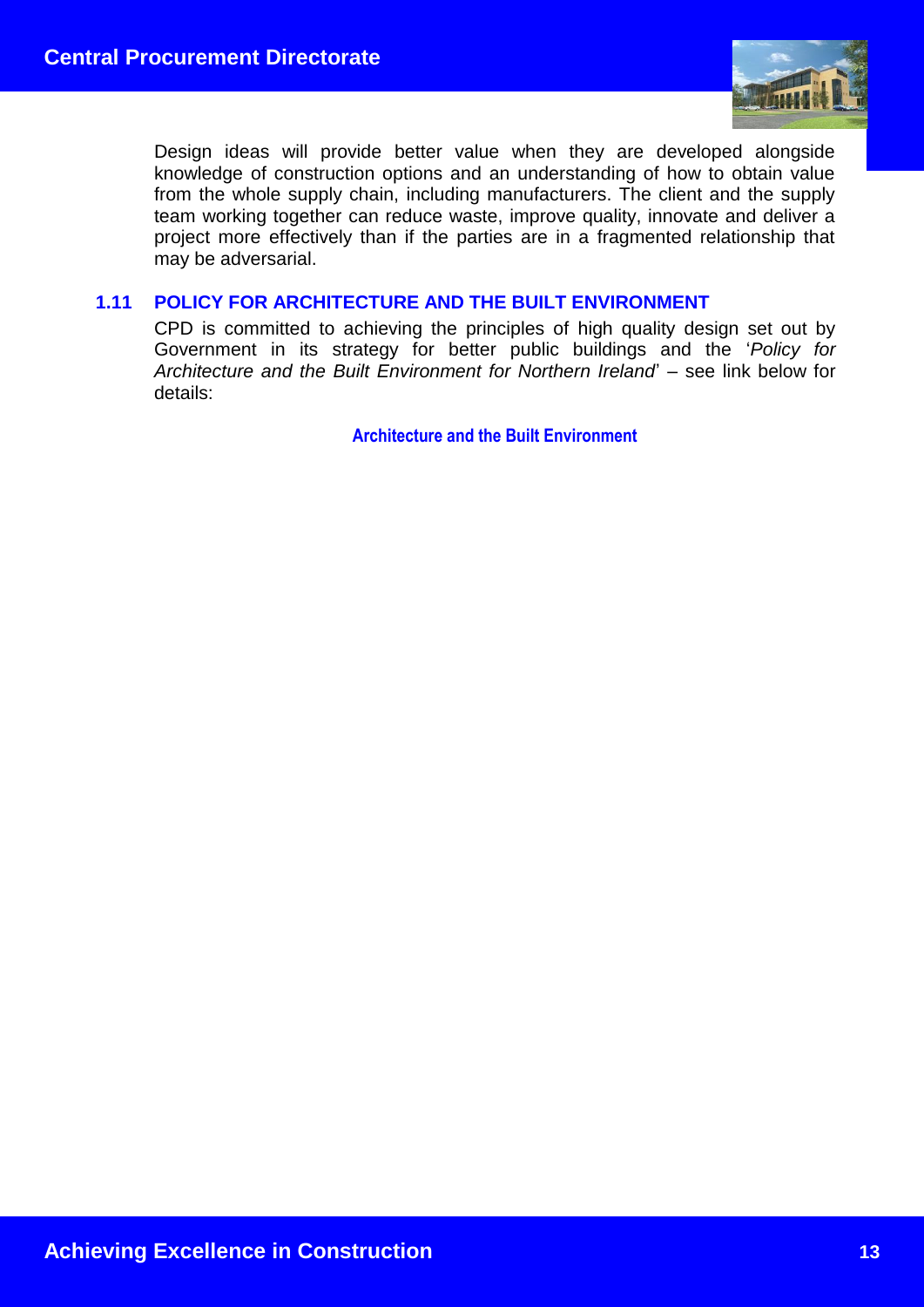Design ideas will provide better value when they are developed alongside knowledge of construction options and an understanding of how to obtain value from the whole supply chain, including manufacturers. The client and the supply team working together can reduce waste, improve quality, innovate and deliver a project more effectively than if the parties are in a fragmented relationship that may be adversarial.

## 1.11 POLICY FOR ARCHITECTURE AND THE BUILT ENVIRONMENT

CPD is committed to achieving the principles of high quality design set out by Government in its strategy for better public buildings and the '*Policy for Architecture and the Built Environment for Northern Ireland*' – see link below for details:

**Architecture and the Built Environment**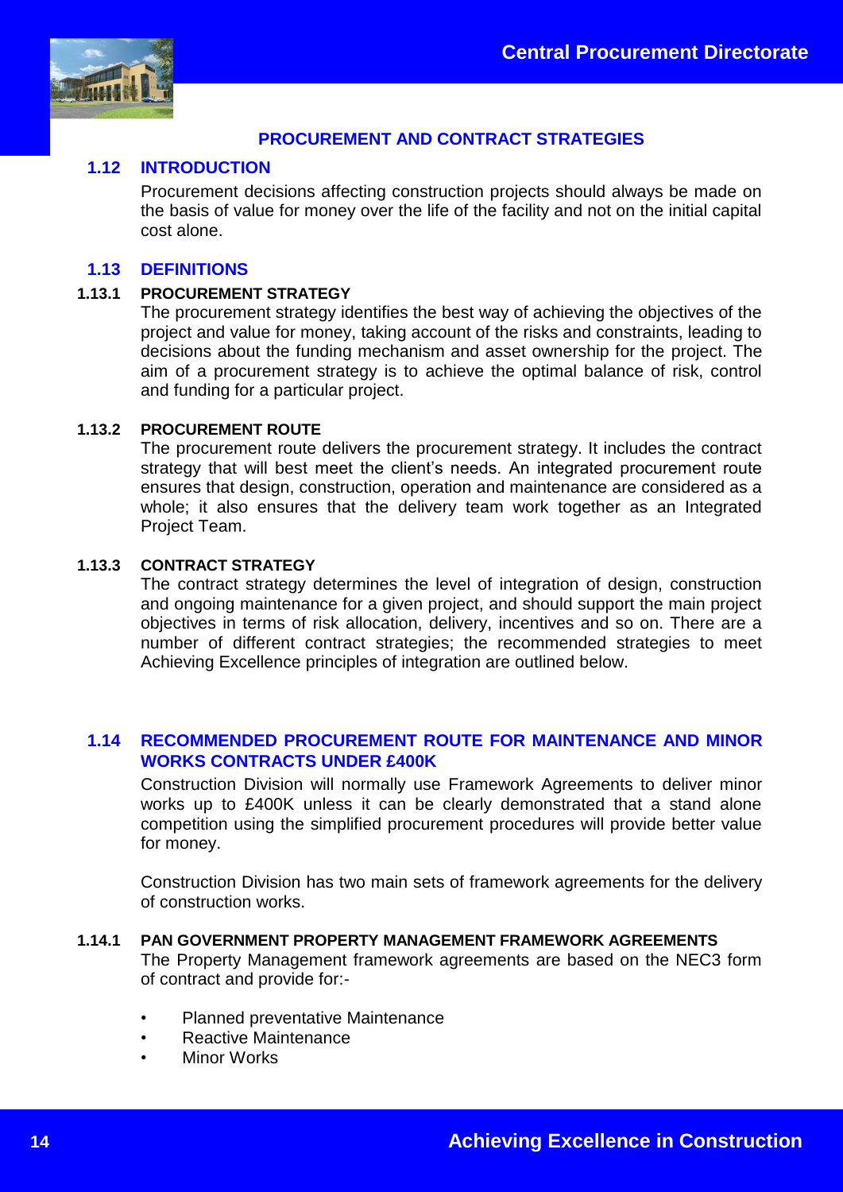## PROCUREMENT AND CONTRACT STRATEGIES

### 1.12 INTRODUCTION

Procurement decisions affecting construction projects should always be made on the basis of value for money over the life of the facility and not on the initial capital cost alone.

### 1.13 DEFINITIONS

#### 1.13.1 PROCUREMENT STRATEGY

The procurement strategy identifies the best way of achieving the objectives of the project and value for money, taking account of the risks and constraints, leading to decisions about the funding mechanism and asset ownership for the project. The aim of a procurement strategy is to achieve the optimal balance of risk, control and funding for a particular project.

#### 1.13.2 PROCUREMENT ROUTE

The procurement route delivers the procurement strategy. It includes the contract strategy that will best meet the client's needs. An integrated procurement route ensures that design, construction, operation and maintenance are considered as a whole; it also ensures that the delivery team work together as an Integrated Project Team.

#### 1.13.3 CONTRACT STRATEGY

The contract strategy determines the level of integration of design, construction and ongoing maintenance for a given project, and should support the main project objectives in terms of risk allocation, delivery, incentives and so on. There are a number of different contract strategies; the recommended strategies to meet Achieving Excellence principles of integration are outlined below.

### 1.14 RECOMMENDED PROCUREMENT ROUTE FOR MAINTENANCE AND MINOR WORKS CONTRACTS UNDER £400K

Construction Division will normally use Framework Agreements to deliver minor works up to £400K unless it can be clearly demonstrated that a stand alone competition using the simplified procurement procedures will provide better value for money.

Construction Division has two main sets of framework agreements for the delivery of construction works.

#### 1.14.1 PAN GOVERNMENT PROPERTY MANAGEMENT FRAMEWORK AGREEMENTS

The Property Management framework agreements are based on the NEC3 form of contract and provide for:-

- Planned preventative Maintenance
- Reactive Maintenance
- Minor Works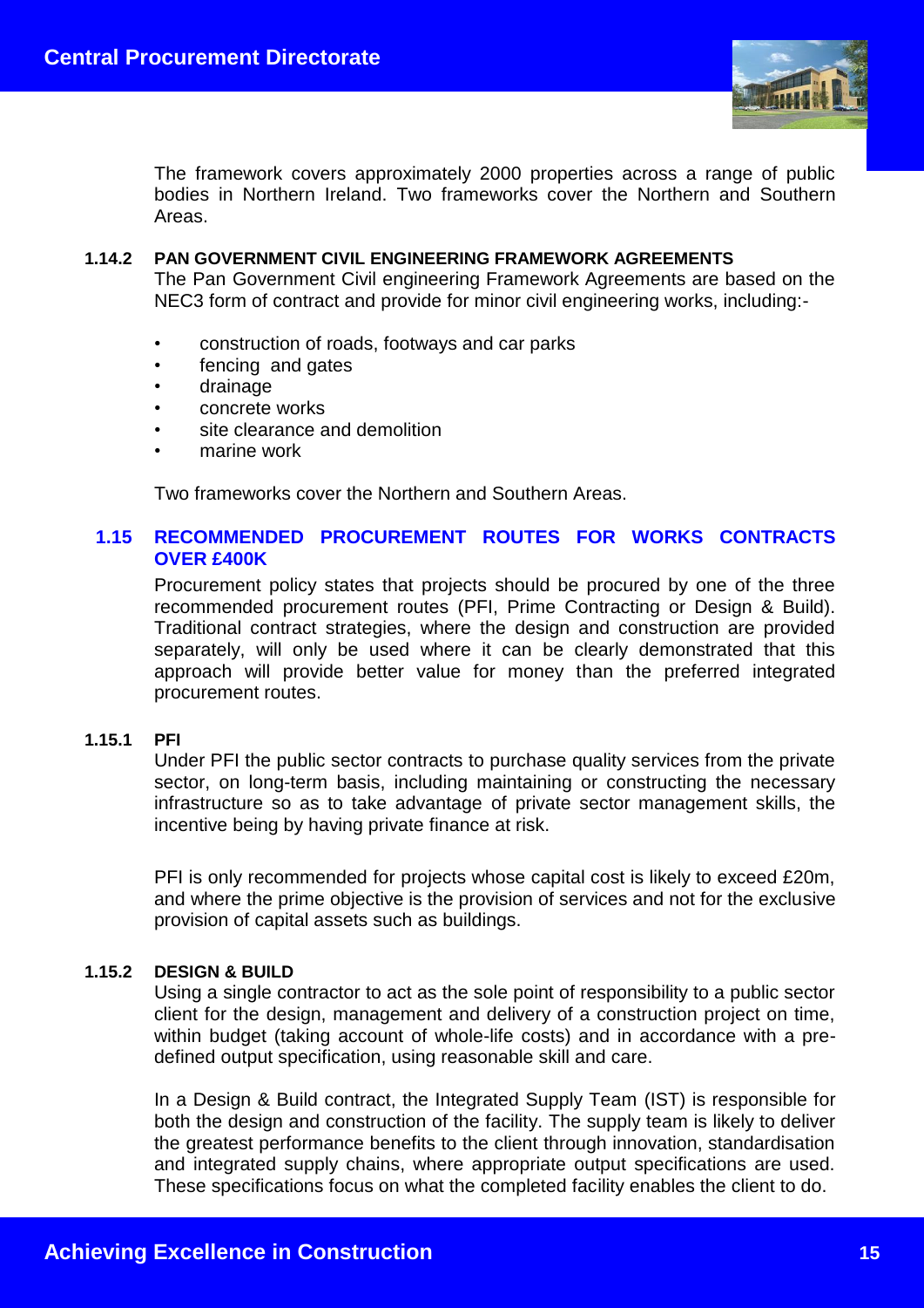The framework covers approximately 2000 properties across a range of public bodies in Northern Ireland. Two frameworks cover the Northern and Southern Areas.

#### 1.14.2 PAN GOVERNMENT CIVIL ENGINEERING FRAMEWORK AGREEMENTS

The Pan Government Civil engineering Framework Agreements are based on the NEC3 form of contract and provide for minor civil engineering works, including:-

- construction of roads, footways and car parks
- fencing and gates
- drainage
- concrete works
- site clearance and demolition
- marine work

Two frameworks cover the Northern and Southern Areas.

### 1.15 RECOMMENDED PROCUREMENT ROUTES FOR WORKS CONTRACTS OVER £400K

Procurement policy states that projects should be procured by one of the three recommended procurement routes (PFI, Prime Contracting or Design & Build). Traditional contract strategies, where the design and construction are provided separately, will only be used where it can be clearly demonstrated that this approach will provide better value for money than the preferred integrated procurement routes.

#### 1.15.1 PFI

Under PFI the public sector contracts to purchase quality services from the private sector, on long-term basis, including maintaining or constructing the necessary infrastructure so as to take advantage of private sector management skills, the incentive being by having private finance at risk.

PFI is only recommended for projects whose capital cost is likely to exceed £20m, and where the prime objective is the provision of services and not for the exclusive provision of capital assets such as buildings.

#### 1.15.2 DESIGN & BUILD

Using a single contractor to act as the sole point of responsibility to a public sector client for the design, management and delivery of a construction project on time, within budget (taking account of whole-life costs) and in accordance with a pre-defined output specification, using reasonable skill and care.

In a Design & Build contract, the Integrated Supply Team (IST) is responsible for both the design and construction of the facility. The supply team is likely to deliver the greatest performance benefits to the client through innovation, standardisation and integrated supply chains, where appropriate output specifications are used. These specifications focus on what the completed facility enables the client to do.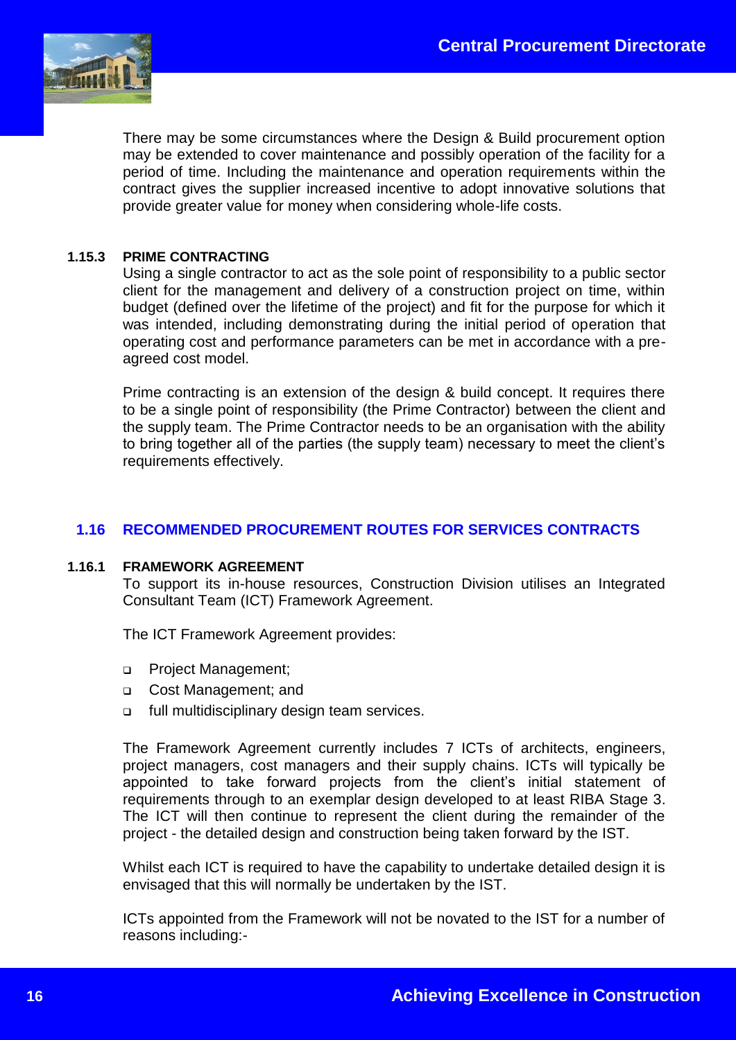There may be some circumstances where the Design & Build procurement option may be extended to cover maintenance and possibly operation of the facility for a period of time. Including the maintenance and operation requirements within the contract gives the supplier increased incentive to adopt innovative solutions that provide greater value for money when considering whole-life costs.

#### 1.15.3 PRIME CONTRACTING

Using a single contractor to act as the sole point of responsibility to a public sector client for the management and delivery of a construction project on time, within budget (defined over the lifetime of the project) and fit for the purpose for which it was intended, including demonstrating during the initial period of operation that operating cost and performance parameters can be met in accordance with a pre-agreed cost model.

Prime contracting is an extension of the design & build concept. It requires there to be a single point of responsibility (the Prime Contractor) between the client and the supply team. The Prime Contractor needs to be an organisation with the ability to bring together all of the parties (the supply team) necessary to meet the client's requirements effectively.

### 1.16 RECOMMENDED PROCUREMENT ROUTES FOR SERVICES CONTRACTS

#### 1.16.1 FRAMEWORK AGREEMENT

To support its in-house resources, Construction Division utilises an Integrated Consultant Team (ICT) Framework Agreement.

The ICT Framework Agreement provides:

- Project Management;
- Cost Management; and
- full multidisciplinary design team services.

The Framework Agreement currently includes 7 ICTs of architects, engineers, project managers, cost managers and their supply chains. ICTs will typically be appointed to take forward projects from the client's initial statement of requirements through to an exemplar design developed to at least RIBA Stage 3. The ICT will then continue to represent the client during the remainder of the project - the detailed design and construction being taken forward by the IST.

Whilst each ICT is required to have the capability to undertake detailed design it is envisaged that this will normally be undertaken by the IST.

ICTs appointed from the Framework will not be novated to the IST for a number of reasons including:-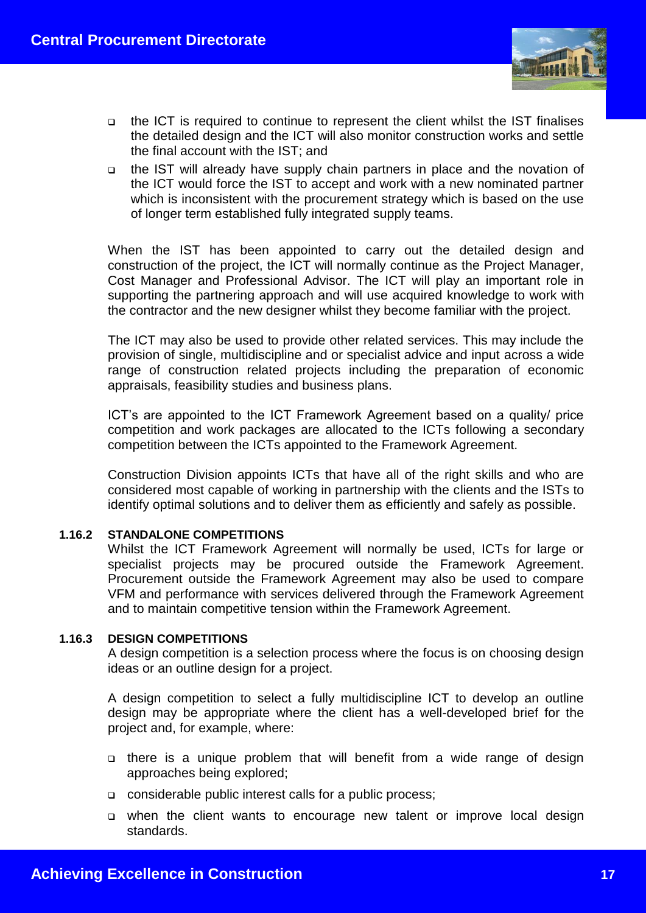- the ICT is required to continue to represent the client whilst the IST finalises the detailed design and the ICT will also monitor construction works and settle the final account with the IST; and
- the IST will already have supply chain partners in place and the novation of the ICT would force the IST to accept and work with a new nominated partner which is inconsistent with the procurement strategy which is based on the use of longer term established fully integrated supply teams.

When the IST has been appointed to carry out the detailed design and construction of the project, the ICT will normally continue as the Project Manager, Cost Manager and Professional Advisor. The ICT will play an important role in supporting the partnering approach and will use acquired knowledge to work with the contractor and the new designer whilst they become familiar with the project.

The ICT may also be used to provide other related services. This may include the provision of single, multidiscipline and or specialist advice and input across a wide range of construction related projects including the preparation of economic appraisals, feasibility studies and business plans.

ICT's are appointed to the ICT Framework Agreement based on a quality/ price competition and work packages are allocated to the ICTs following a secondary competition between the ICTs appointed to the Framework Agreement.

Construction Division appoints ICTs that have all of the right skills and who are considered most capable of working in partnership with the clients and the ISTs to identify optimal solutions and to deliver them as efficiently and safely as possible.

### 1.16.2 STANDALONE COMPETITIONS

Whilst the ICT Framework Agreement will normally be used, ICTs for large or specialist projects may be procured outside the Framework Agreement. Procurement outside the Framework Agreement may also be used to compare VFM and performance with services delivered through the Framework Agreement and to maintain competitive tension within the Framework Agreement.

### 1.16.3 DESIGN COMPETITIONS

A design competition is a selection process where the focus is on choosing design ideas or an outline design for a project.

A design competition to select a fully multidiscipline ICT to develop an outline design may be appropriate where the client has a well-developed brief for the project and, for example, where:

- there is a unique problem that will benefit from a wide range of design approaches being explored;
- considerable public interest calls for a public process;
- when the client wants to encourage new talent or improve local design standards.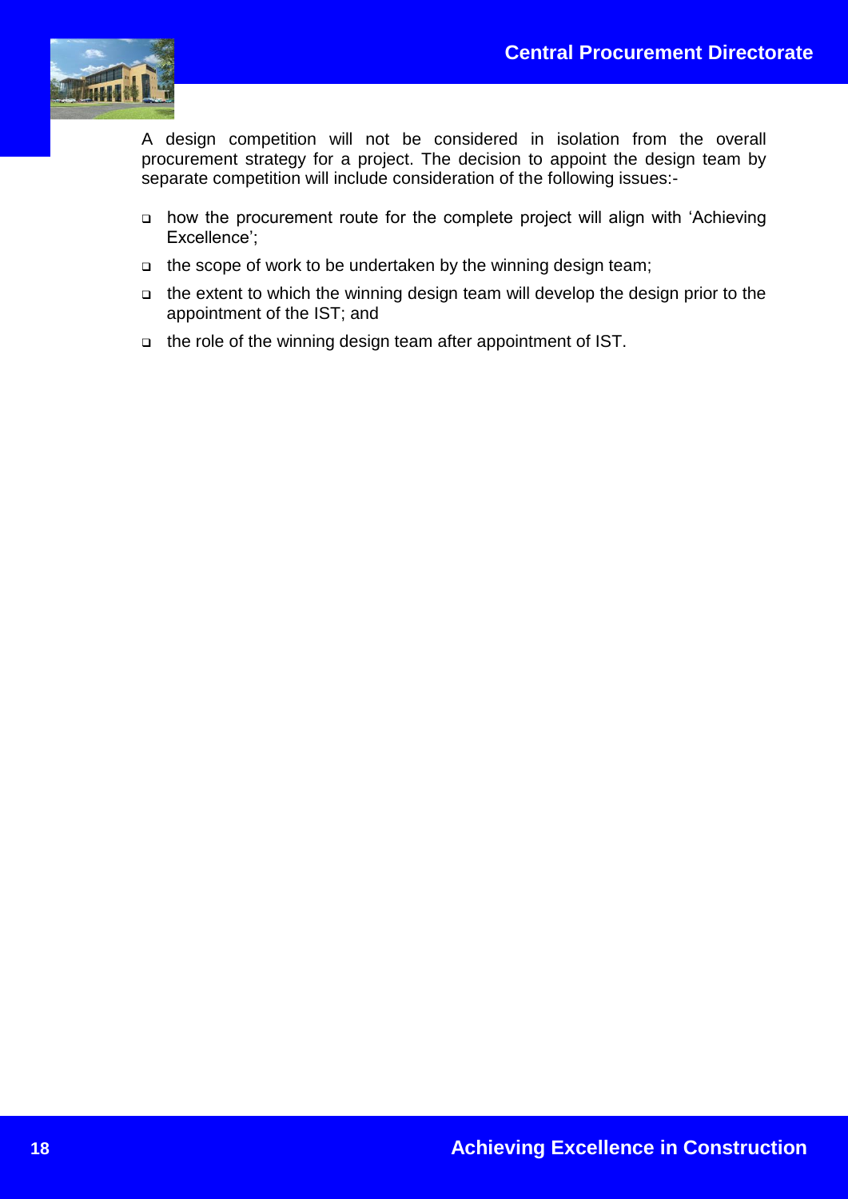A design competition will not be considered in isolation from the overall procurement strategy for a project. The decision to appoint the design team by separate competition will include consideration of the following issues:-

- how the procurement route for the complete project will align with 'Achieving Excellence';
- the scope of work to be undertaken by the winning design team;
- the extent to which the winning design team will develop the design prior to the appointment of the IST; and
- the role of the winning design team after appointment of IST.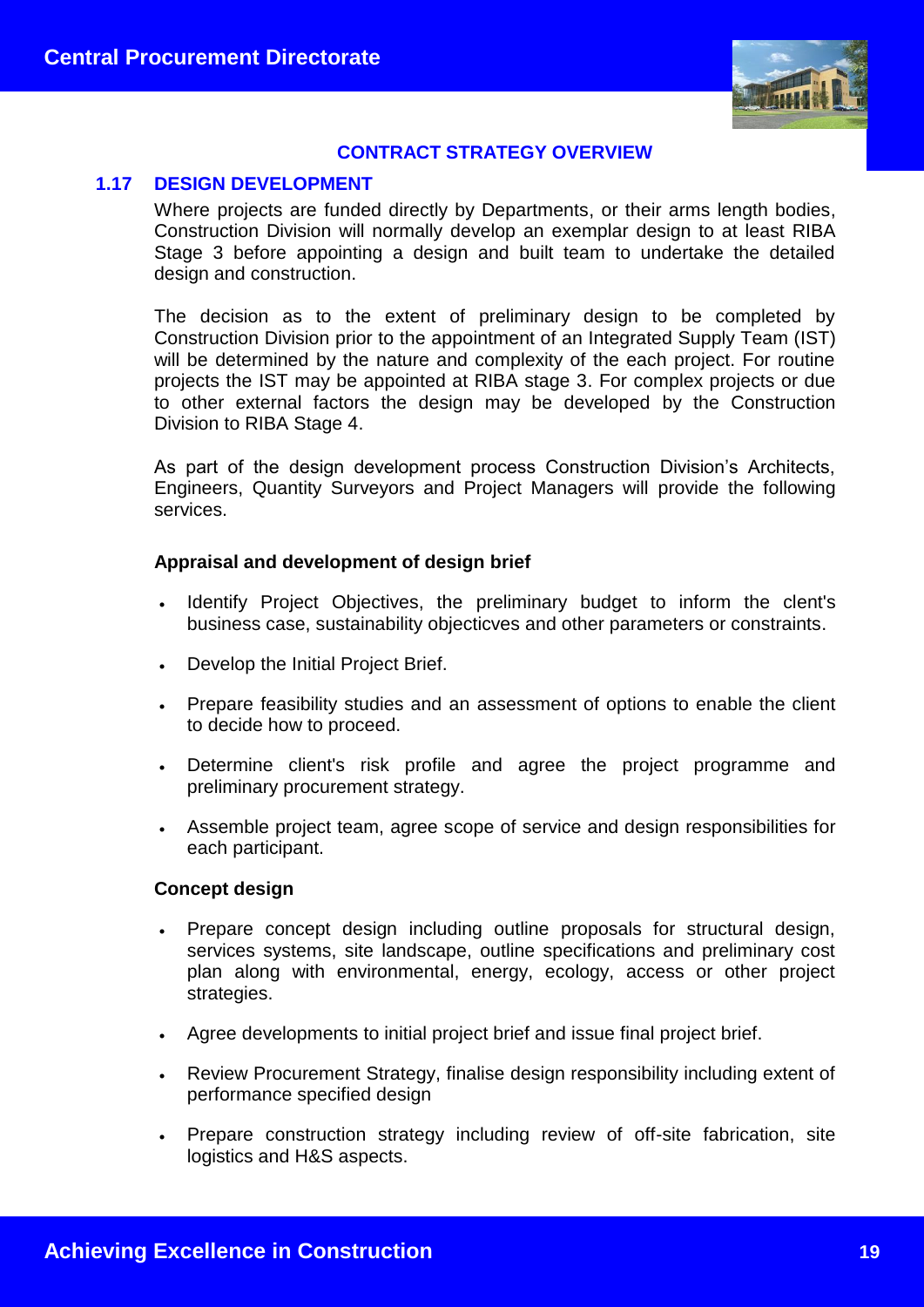## CONTRACT STRATEGY OVERVIEW

### 1.17 DESIGN DEVELOPMENT

Where projects are funded directly by Departments, or their arms length bodies, Construction Division will normally develop an exemplar design to at least RIBA Stage 3 before appointing a design and built team to undertake the detailed design and construction.

The decision as to the extent of preliminary design to be completed by Construction Division prior to the appointment of an Integrated Supply Team (IST) will be determined by the nature and complexity of the each project. For routine projects the IST may be appointed at RIBA stage 3. For complex projects or due to other external factors the design may be developed by the Construction Division to RIBA Stage 4.

As part of the design development process Construction Division's Architects, Engineers, Quantity Surveyors and Project Managers will provide the following services.

**Appraisal and development of design brief**

- Identify Project Objectives, the preliminary budget to inform the clent's business case, sustainability objecticves and other parameters or constraints.
- Develop the Initial Project Brief.
- Prepare feasibility studies and an assessment of options to enable the client to decide how to proceed.
- Determine client's risk profile and agree the project programme and preliminary procurement strategy.
- Assemble project team, agree scope of service and design responsibilities for each participant.

**Concept design**

- Prepare concept design including outline proposals for structural design, services systems, site landscape, outline specifications and preliminary cost plan along with environmental, energy, ecology, access or other project strategies.
- Agree developments to initial project brief and issue final project brief.
- Review Procurement Strategy, finalise design responsibility including extent of performance specified design
- Prepare construction strategy including review of off-site fabrication, site logistics and H&S aspects.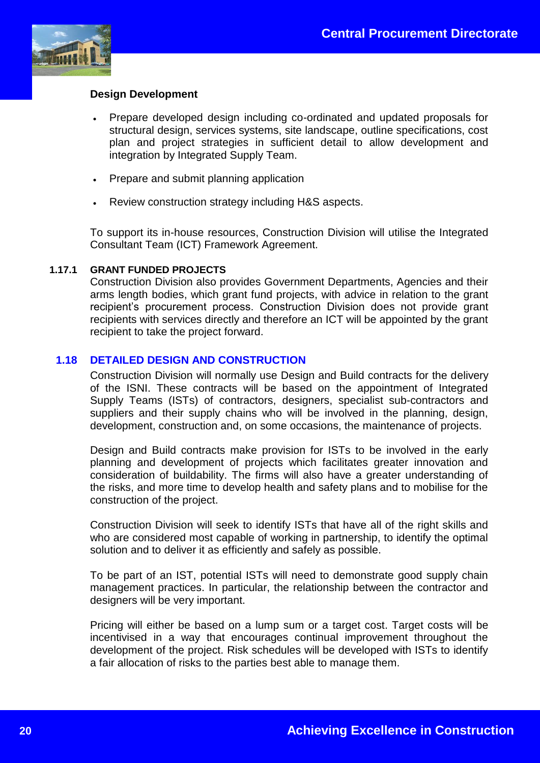**Design Development**

- Prepare developed design including co-ordinated and updated proposals for structural design, services systems, site landscape, outline specifications, cost plan and project strategies in sufficient detail to allow development and integration by Integrated Supply Team.
- Prepare and submit planning application
- Review construction strategy including H&S aspects.

To support its in-house resources, Construction Division will utilise the Integrated Consultant Team (ICT) Framework Agreement.

#### 1.17.1 GRANT FUNDED PROJECTS

Construction Division also provides Government Departments, Agencies and their arms length bodies, which grant fund projects, with advice in relation to the grant recipient's procurement process. Construction Division does not provide grant recipients with services directly and therefore an ICT will be appointed by the grant recipient to take the project forward.

### 1.18 DETAILED DESIGN AND CONSTRUCTION

Construction Division will normally use Design and Build contracts for the delivery of the ISNI. These contracts will be based on the appointment of Integrated Supply Teams (ISTs) of contractors, designers, specialist sub-contractors and suppliers and their supply chains who will be involved in the planning, design, development, construction and, on some occasions, the maintenance of projects.

Design and Build contracts make provision for ISTs to be involved in the early planning and development of projects which facilitates greater innovation and consideration of buildability. The firms will also have a greater understanding of the risks, and more time to develop health and safety plans and to mobilise for the construction of the project.

Construction Division will seek to identify ISTs that have all of the right skills and who are considered most capable of working in partnership, to identify the optimal solution and to deliver it as efficiently and safely as possible.

To be part of an IST, potential ISTs will need to demonstrate good supply chain management practices. In particular, the relationship between the contractor and designers will be very important.

Pricing will either be based on a lump sum or a target cost. Target costs will be incentivised in a way that encourages continual improvement throughout the development of the project. Risk schedules will be developed with ISTs to identify a fair allocation of risks to the parties best able to manage them.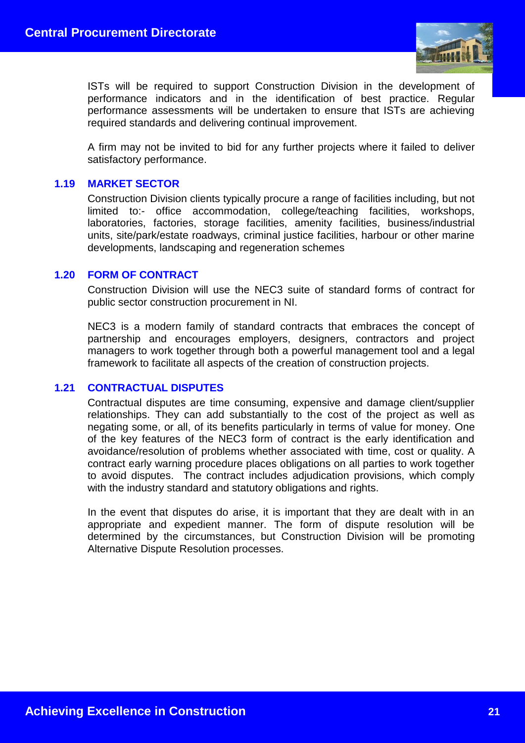ISTs will be required to support Construction Division in the development of performance indicators and in the identification of best practice. Regular performance assessments will be undertaken to ensure that ISTs are achieving required standards and delivering continual improvement.

A firm may not be invited to bid for any further projects where it failed to deliver satisfactory performance.

### 1.19 MARKET SECTOR

Construction Division clients typically procure a range of facilities including, but not limited to:- office accommodation, college/teaching facilities, workshops, laboratories, factories, storage facilities, amenity facilities, business/industrial units, site/park/estate roadways, criminal justice facilities, harbour or other marine developments, landscaping and regeneration schemes

### 1.20 FORM OF CONTRACT

Construction Division will use the NEC3 suite of standard forms of contract for public sector construction procurement in NI.

NEC3 is a modern family of standard contracts that embraces the concept of partnership and encourages employers, designers, contractors and project managers to work together through both a powerful management tool and a legal framework to facilitate all aspects of the creation of construction projects.

### 1.21 CONTRACTUAL DISPUTES

Contractual disputes are time consuming, expensive and damage client/supplier relationships. They can add substantially to the cost of the project as well as negating some, or all, of its benefits particularly in terms of value for money. One of the key features of the NEC3 form of contract is the early identification and avoidance/resolution of problems whether associated with time, cost or quality. A contract early warning procedure places obligations on all parties to work together to avoid disputes. The contract includes adjudication provisions, which comply with the industry standard and statutory obligations and rights.

In the event that disputes do arise, it is important that they are dealt with in an appropriate and expedient manner. The form of dispute resolution will be determined by the circumstances, but Construction Division will be promoting Alternative Dispute Resolution processes.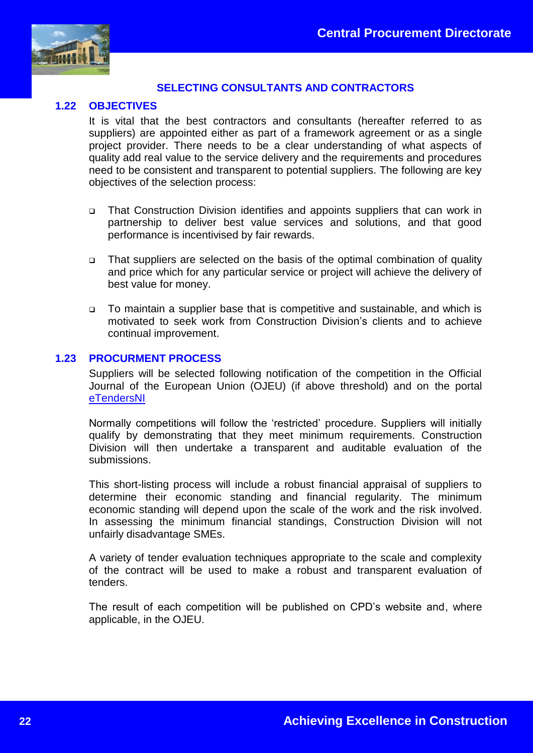## SELECTING CONSULTANTS AND CONTRACTORS

### 1.22 OBJECTIVES

It is vital that the best contractors and consultants (hereafter referred to as suppliers) are appointed either as part of a framework agreement or as a single project provider. There needs to be a clear understanding of what aspects of quality add real value to the service delivery and the requirements and procedures need to be consistent and transparent to potential suppliers. The following are key objectives of the selection process:

- That Construction Division identifies and appoints suppliers that can work in partnership to deliver best value services and solutions, and that good performance is incentivised by fair rewards.
- That suppliers are selected on the basis of the optimal combination of quality and price which for any particular service or project will achieve the delivery of best value for money.
- To maintain a supplier base that is competitive and sustainable, and which is motivated to seek work from Construction Division's clients and to achieve continual improvement.

### 1.23 PROCURMENT PROCESS

Suppliers will be selected following notification of the competition in the Official Journal of the European Union (OJEU) (if above threshold) and on the portal eTendersNI

Normally competitions will follow the 'restricted' procedure. Suppliers will initially qualify by demonstrating that they meet minimum requirements. Construction Division will then undertake a transparent and auditable evaluation of the submissions.

This short-listing process will include a robust financial appraisal of suppliers to determine their economic standing and financial regularity. The minimum economic standing will depend upon the scale of the work and the risk involved. In assessing the minimum financial standings, Construction Division will not unfairly disadvantage SMEs.

A variety of tender evaluation techniques appropriate to the scale and complexity of the contract will be used to make a robust and transparent evaluation of tenders.

The result of each competition will be published on CPD's website and, where applicable, in the OJEU.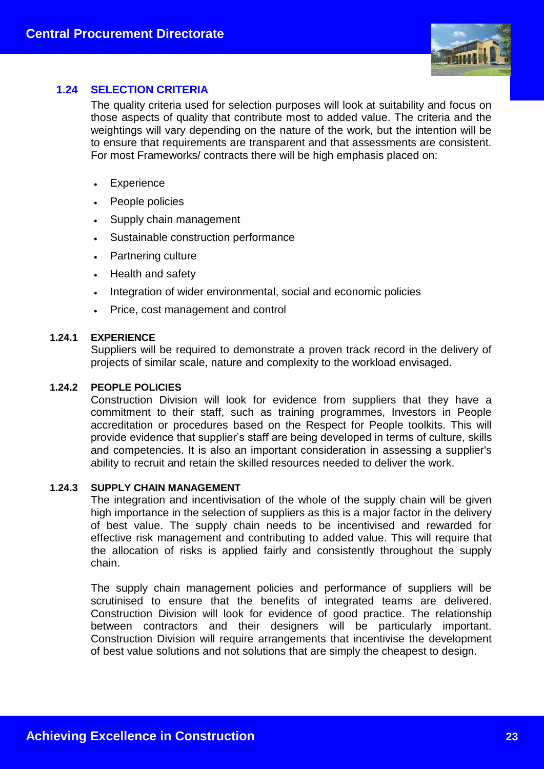## 1.24 SELECTION CRITERIA

The quality criteria used for selection purposes will look at suitability and focus on those aspects of quality that contribute most to added value. The criteria and the weightings will vary depending on the nature of the work, but the intention will be to ensure that requirements are transparent and that assessments are consistent. For most Frameworks/ contracts there will be high emphasis placed on:

- Experience
- People policies
- Supply chain management
- Sustainable construction performance
- Partnering culture
- Health and safety
- Integration of wider environmental, social and economic policies
- Price, cost management and control

### 1.24.1 EXPERIENCE

Suppliers will be required to demonstrate a proven track record in the delivery of projects of similar scale, nature and complexity to the workload envisaged.

### 1.24.2 PEOPLE POLICIES

Construction Division will look for evidence from suppliers that they have a commitment to their staff, such as training programmes, Investors in People accreditation or procedures based on the Respect for People toolkits. This will provide evidence that supplier's staff are being developed in terms of culture, skills and competencies. It is also an important consideration in assessing a supplier's ability to recruit and retain the skilled resources needed to deliver the work.

### 1.24.3 SUPPLY CHAIN MANAGEMENT

The integration and incentivisation of the whole of the supply chain will be given high importance in the selection of suppliers as this is a major factor in the delivery of best value. The supply chain needs to be incentivised and rewarded for effective risk management and contributing to added value. This will require that the allocation of risks is applied fairly and consistently throughout the supply chain.

The supply chain management policies and performance of suppliers will be scrutinised to ensure that the benefits of integrated teams are delivered. Construction Division will look for evidence of good practice. The relationship between contractors and their designers will be particularly important. Construction Division will require arrangements that incentivise the development of best value solutions and not solutions that are simply the cheapest to design.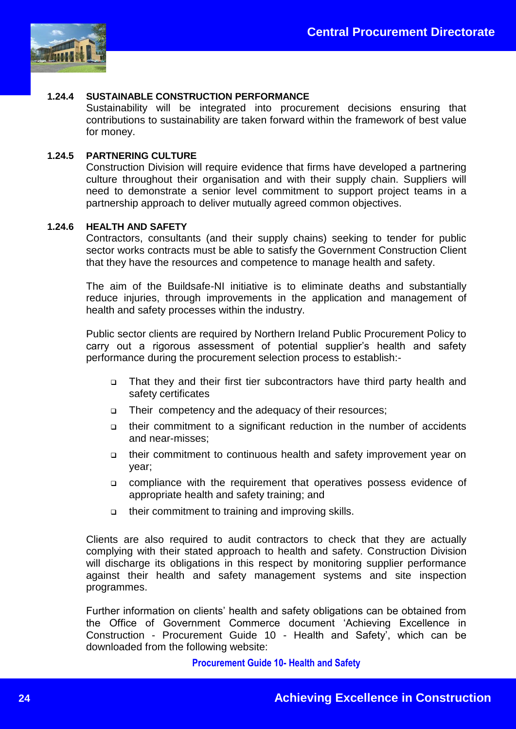#### 1.24.4 SUSTAINABLE CONSTRUCTION PERFORMANCE

Sustainability will be integrated into procurement decisions ensuring that contributions to sustainability are taken forward within the framework of best value for money.

#### 1.24.5 PARTNERING CULTURE

Construction Division will require evidence that firms have developed a partnering culture throughout their organisation and with their supply chain. Suppliers will need to demonstrate a senior level commitment to support project teams in a partnership approach to deliver mutually agreed common objectives.

#### 1.24.6 HEALTH AND SAFETY

Contractors, consultants (and their supply chains) seeking to tender for public sector works contracts must be able to satisfy the Government Construction Client that they have the resources and competence to manage health and safety.

The aim of the Buildsafe-NI initiative is to eliminate deaths and substantially reduce injuries, through improvements in the application and management of health and safety processes within the industry.

Public sector clients are required by Northern Ireland Public Procurement Policy to carry out a rigorous assessment of potential supplier's health and safety performance during the procurement selection process to establish:-

- That they and their first tier subcontractors have third party health and safety certificates
- Their competency and the adequacy of their resources;
- their commitment to a significant reduction in the number of accidents and near-misses;
- their commitment to continuous health and safety improvement year on year;
- compliance with the requirement that operatives possess evidence of appropriate health and safety training; and
- their commitment to training and improving skills.

Clients are also required to audit contractors to check that they are actually complying with their stated approach to health and safety. Construction Division will discharge its obligations in this respect by monitoring supplier performance against their health and safety management systems and site inspection programmes.

Further information on clients' health and safety obligations can be obtained from the Office of Government Commerce document 'Achieving Excellence in Construction - Procurement Guide 10 - Health and Safety', which can be downloaded from the following website:

**Procurement Guide 10- Health and Safety**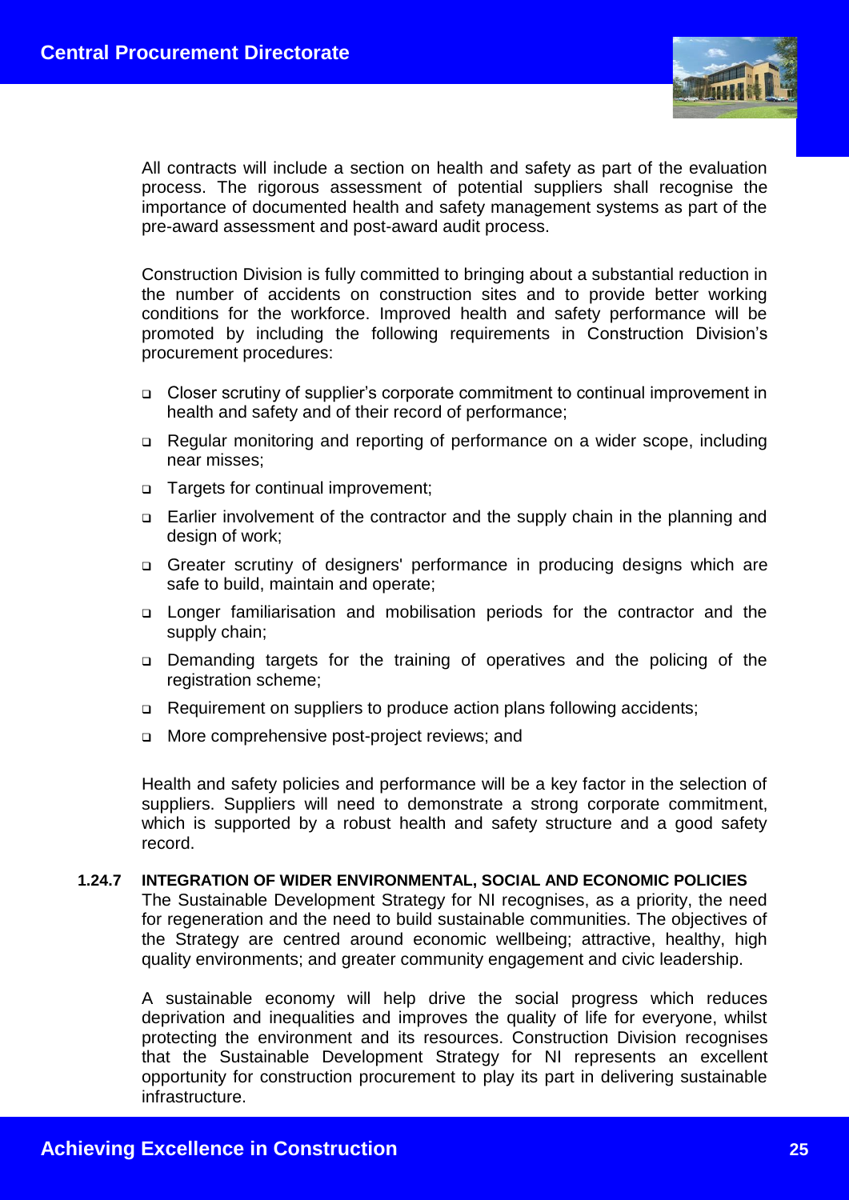All contracts will include a section on health and safety as part of the evaluation process. The rigorous assessment of potential suppliers shall recognise the importance of documented health and safety management systems as part of the pre-award assessment and post-award audit process.

Construction Division is fully committed to bringing about a substantial reduction in the number of accidents on construction sites and to provide better working conditions for the workforce. Improved health and safety performance will be promoted by including the following requirements in Construction Division's procurement procedures:

- Closer scrutiny of supplier's corporate commitment to continual improvement in health and safety and of their record of performance;
- Regular monitoring and reporting of performance on a wider scope, including near misses;
- Targets for continual improvement;
- Earlier involvement of the contractor and the supply chain in the planning and design of work;
- Greater scrutiny of designers' performance in producing designs which are safe to build, maintain and operate;
- Longer familiarisation and mobilisation periods for the contractor and the supply chain;
- Demanding targets for the training of operatives and the policing of the registration scheme;
- Requirement on suppliers to produce action plans following accidents;
- More comprehensive post-project reviews; and

Health and safety policies and performance will be a key factor in the selection of suppliers. Suppliers will need to demonstrate a strong corporate commitment, which is supported by a robust health and safety structure and a good safety record.

#### 1.24.7 INTEGRATION OF WIDER ENVIRONMENTAL, SOCIAL AND ECONOMIC POLICIES

The Sustainable Development Strategy for NI recognises, as a priority, the need for regeneration and the need to build sustainable communities. The objectives of the Strategy are centred around economic wellbeing; attractive, healthy, high quality environments; and greater community engagement and civic leadership.

A sustainable economy will help drive the social progress which reduces deprivation and inequalities and improves the quality of life for everyone, whilst protecting the environment and its resources. Construction Division recognises that the Sustainable Development Strategy for NI represents an excellent opportunity for construction procurement to play its part in delivering sustainable infrastructure.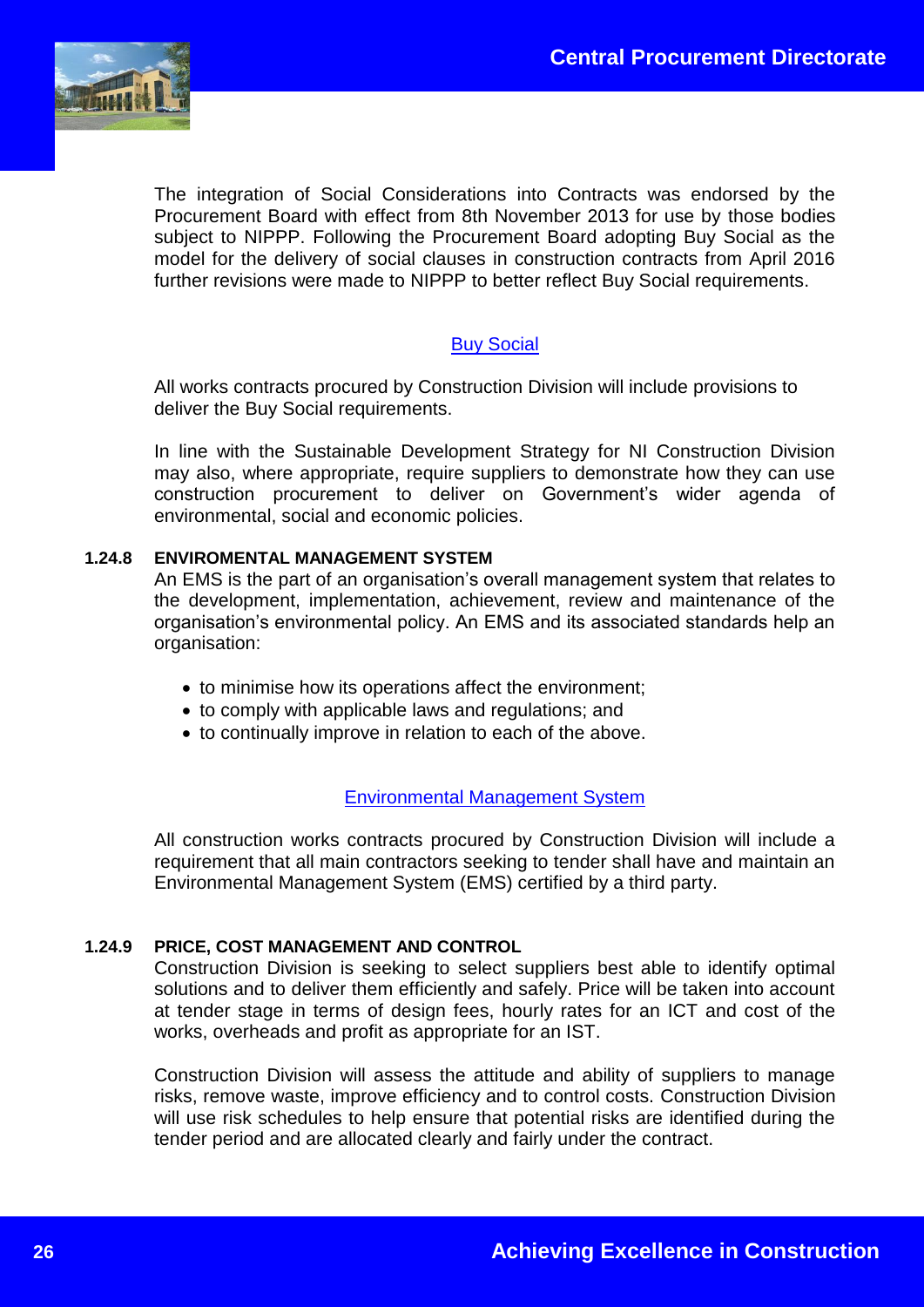The integration of Social Considerations into Contracts was endorsed by the Procurement Board with effect from 8th November 2013 for use by those bodies subject to NIPPP. Following the Procurement Board adopting Buy Social as the model for the delivery of social clauses in construction contracts from April 2016 further revisions were made to NIPPP to better reflect Buy Social requirements.

[Buy Social]

All works contracts procured by Construction Division will include provisions to deliver the Buy Social requirements.

In line with the Sustainable Development Strategy for NI Construction Division may also, where appropriate, require suppliers to demonstrate how they can use construction procurement to deliver on Government's wider agenda of environmental, social and economic policies.

### 1.24.8 ENVIROMENTAL MANAGEMENT SYSTEM

An EMS is the part of an organisation's overall management system that relates to the development, implementation, achievement, review and maintenance of the organisation's environmental policy. An EMS and its associated standards help an organisation:

- to minimise how its operations affect the environment;
- to comply with applicable laws and regulations; and
- to continually improve in relation to each of the above.

[Environmental Management System]

All construction works contracts procured by Construction Division will include a requirement that all main contractors seeking to tender shall have and maintain an Environmental Management System (EMS) certified by a third party.

### 1.24.9 PRICE, COST MANAGEMENT AND CONTROL

Construction Division is seeking to select suppliers best able to identify optimal solutions and to deliver them efficiently and safely. Price will be taken into account at tender stage in terms of design fees, hourly rates for an ICT and cost of the works, overheads and profit as appropriate for an IST.

Construction Division will assess the attitude and ability of suppliers to manage risks, remove waste, improve efficiency and to control costs. Construction Division will use risk schedules to help ensure that potential risks are identified during the tender period and are allocated clearly and fairly under the contract.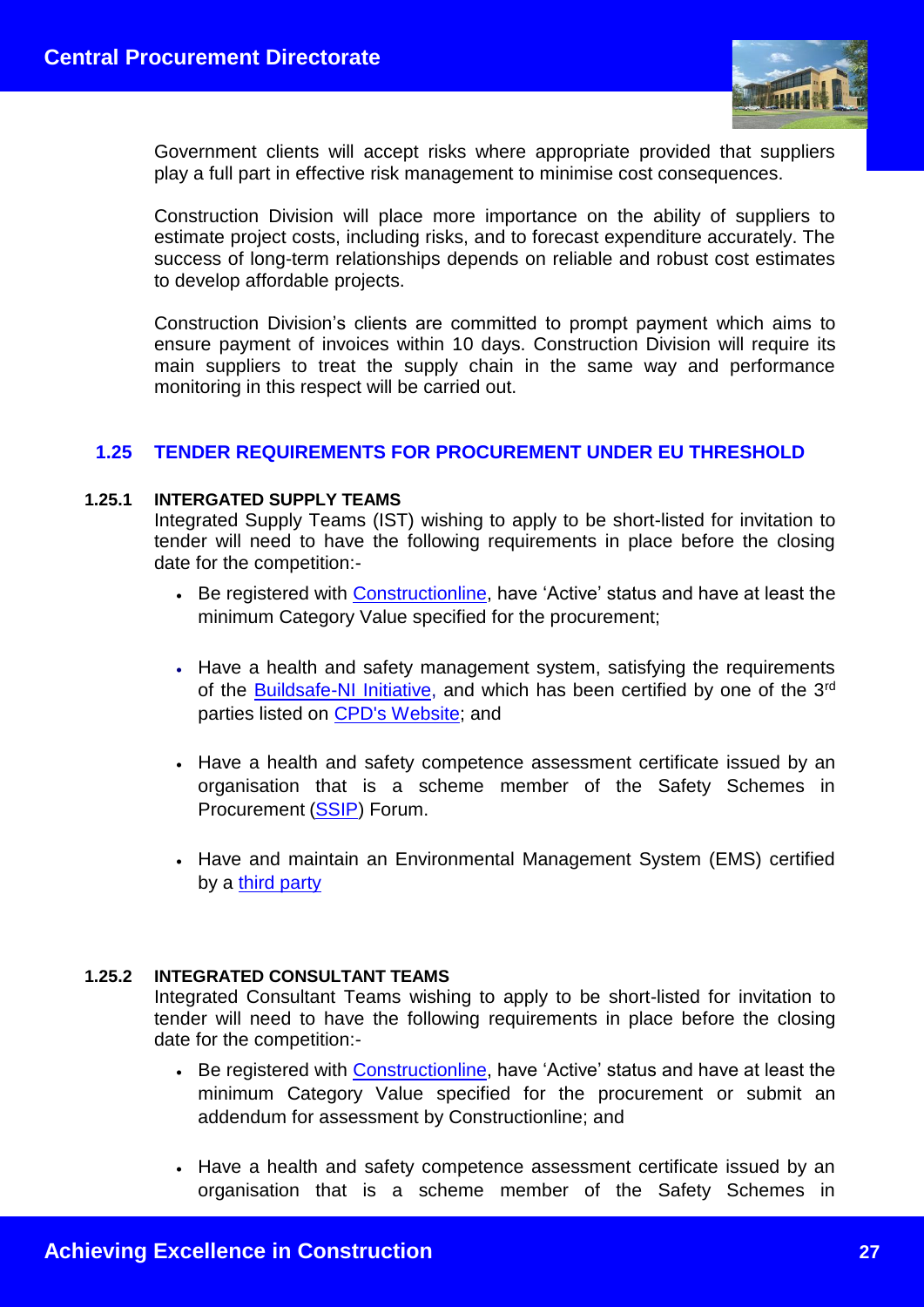Government clients will accept risks where appropriate provided that suppliers play a full part in effective risk management to minimise cost consequences.

Construction Division will place more importance on the ability of suppliers to estimate project costs, including risks, and to forecast expenditure accurately. The success of long-term relationships depends on reliable and robust cost estimates to develop affordable projects.

Construction Division's clients are committed to prompt payment which aims to ensure payment of invoices within 10 days. Construction Division will require its main suppliers to treat the supply chain in the same way and performance monitoring in this respect will be carried out.

## 1.25 TENDER REQUIREMENTS FOR PROCUREMENT UNDER EU THRESHOLD

### 1.25.1 INTERGATED SUPPLY TEAMS

Integrated Supply Teams (IST) wishing to apply to be short-listed for invitation to tender will need to have the following requirements in place before the closing date for the competition:-

- Be registered with Constructionline, have 'Active' status and have at least the minimum Category Value specified for the procurement;
- Have a health and safety management system, satisfying the requirements of the Buildsafe-NI Initiative, and which has been certified by one of the 3rd parties listed on CPD's Website; and
- Have a health and safety competence assessment certificate issued by an organisation that is a scheme member of the Safety Schemes in Procurement (SSIP) Forum.
- Have and maintain an Environmental Management System (EMS) certified by a third party

### 1.25.2 INTEGRATED CONSULTANT TEAMS

Integrated Consultant Teams wishing to apply to be short-listed for invitation to tender will need to have the following requirements in place before the closing date for the competition:-

- Be registered with Constructionline, have 'Active' status and have at least the minimum Category Value specified for the procurement or submit an addendum for assessment by Constructionline; and
- Have a health and safety competence assessment certificate issued by an organisation that is a scheme member of the Safety Schemes in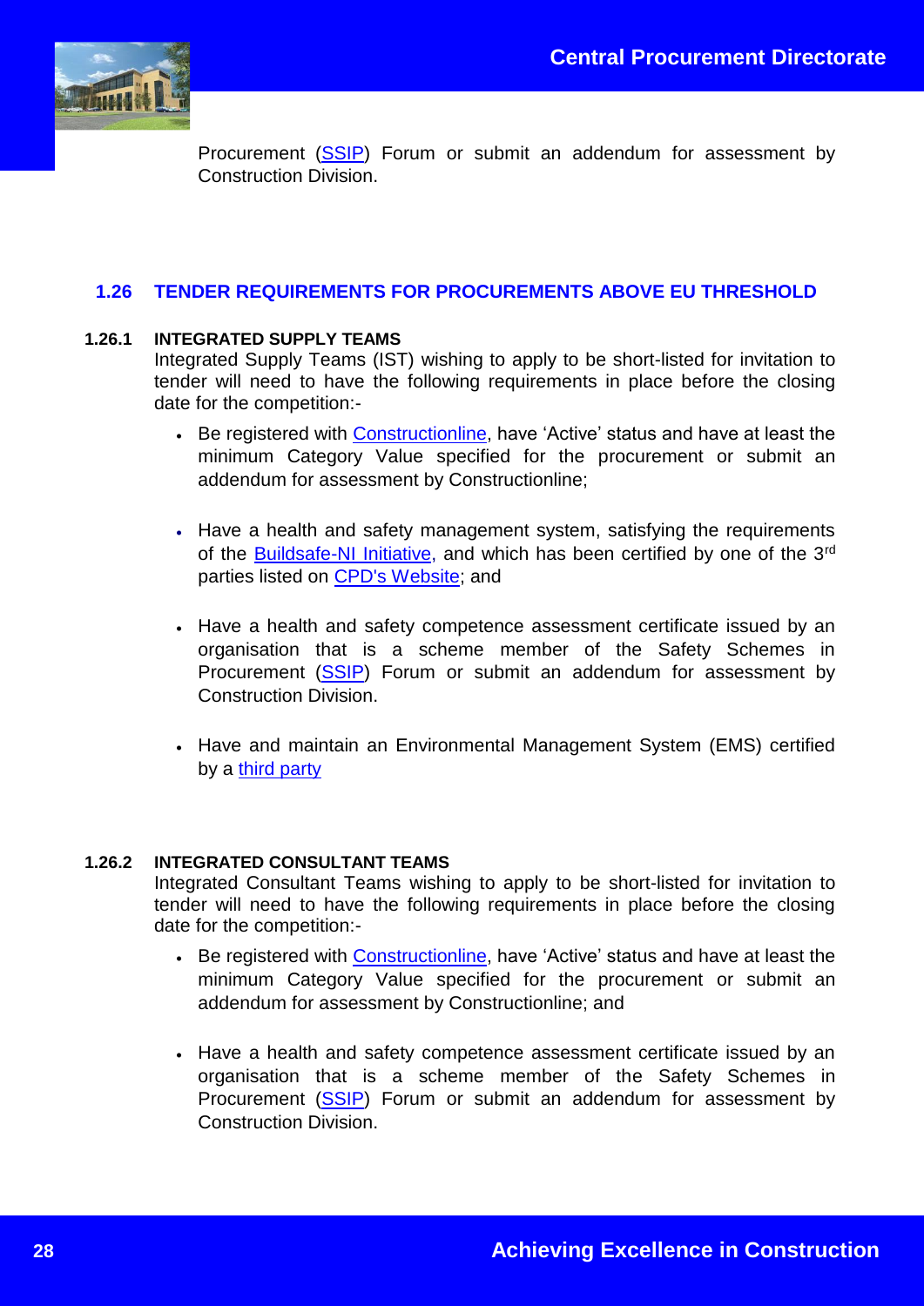Procurement (SSIP) Forum or submit an addendum for assessment by Construction Division.

## 1.26 TENDER REQUIREMENTS FOR PROCUREMENTS ABOVE EU THRESHOLD

### 1.26.1 INTEGRATED SUPPLY TEAMS

Integrated Supply Teams (IST) wishing to apply to be short-listed for invitation to tender will need to have the following requirements in place before the closing date for the competition:-

- Be registered with Constructionline, have 'Active' status and have at least the minimum Category Value specified for the procurement or submit an addendum for assessment by Constructionline;
- Have a health and safety management system, satisfying the requirements of the Buildsafe-NI Initiative, and which has been certified by one of the 3rd parties listed on CPD's Website; and
- Have a health and safety competence assessment certificate issued by an organisation that is a scheme member of the Safety Schemes in Procurement (SSIP) Forum or submit an addendum for assessment by Construction Division.
- Have and maintain an Environmental Management System (EMS) certified by a third party

### 1.26.2 INTEGRATED CONSULTANT TEAMS

Integrated Consultant Teams wishing to apply to be short-listed for invitation to tender will need to have the following requirements in place before the closing date for the competition:-

- Be registered with Constructionline, have 'Active' status and have at least the minimum Category Value specified for the procurement or submit an addendum for assessment by Constructionline; and
- Have a health and safety competence assessment certificate issued by an organisation that is a scheme member of the Safety Schemes in Procurement (SSIP) Forum or submit an addendum for assessment by Construction Division.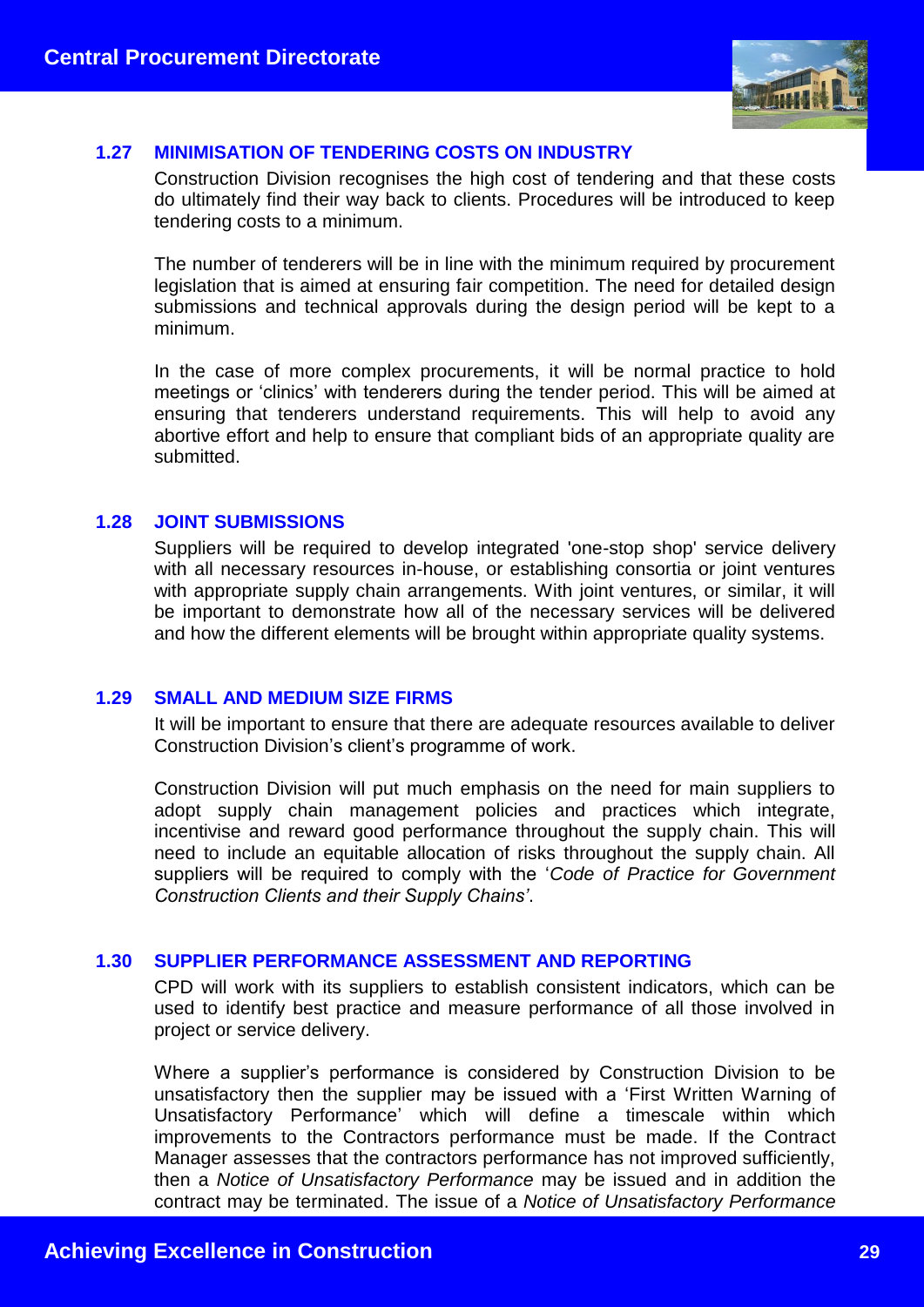### 1.27 MINIMISATION OF TENDERING COSTS ON INDUSTRY

Construction Division recognises the high cost of tendering and that these costs do ultimately find their way back to clients. Procedures will be introduced to keep tendering costs to a minimum.

The number of tenderers will be in line with the minimum required by procurement legislation that is aimed at ensuring fair competition. The need for detailed design submissions and technical approvals during the design period will be kept to a minimum.

In the case of more complex procurements, it will be normal practice to hold meetings or 'clinics' with tenderers during the tender period. This will be aimed at ensuring that tenderers understand requirements. This will help to avoid any abortive effort and help to ensure that compliant bids of an appropriate quality are submitted.

### 1.28 JOINT SUBMISSIONS

Suppliers will be required to develop integrated 'one-stop shop' service delivery with all necessary resources in-house, or establishing consortia or joint ventures with appropriate supply chain arrangements. With joint ventures, or similar, it will be important to demonstrate how all of the necessary services will be delivered and how the different elements will be brought within appropriate quality systems.

### 1.29 SMALL AND MEDIUM SIZE FIRMS

It will be important to ensure that there are adequate resources available to deliver Construction Division's client's programme of work.

Construction Division will put much emphasis on the need for main suppliers to adopt supply chain management policies and practices which integrate, incentivise and reward good performance throughout the supply chain. This will need to include an equitable allocation of risks throughout the supply chain. All suppliers will be required to comply with the '*Code of Practice for Government Construction Clients and their Supply Chains'*.

### 1.30 SUPPLIER PERFORMANCE ASSESSMENT AND REPORTING

CPD will work with its suppliers to establish consistent indicators, which can be used to identify best practice and measure performance of all those involved in project or service delivery.

Where a supplier's performance is considered by Construction Division to be unsatisfactory then the supplier may be issued with a 'First Written Warning of Unsatisfactory Performance' which will define a timescale within which improvements to the Contractors performance must be made. If the Contract Manager assesses that the contractors performance has not improved sufficiently, then a *Notice of Unsatisfactory Performance* may be issued and in addition the contract may be terminated. The issue of a *Notice of Unsatisfactory Performance*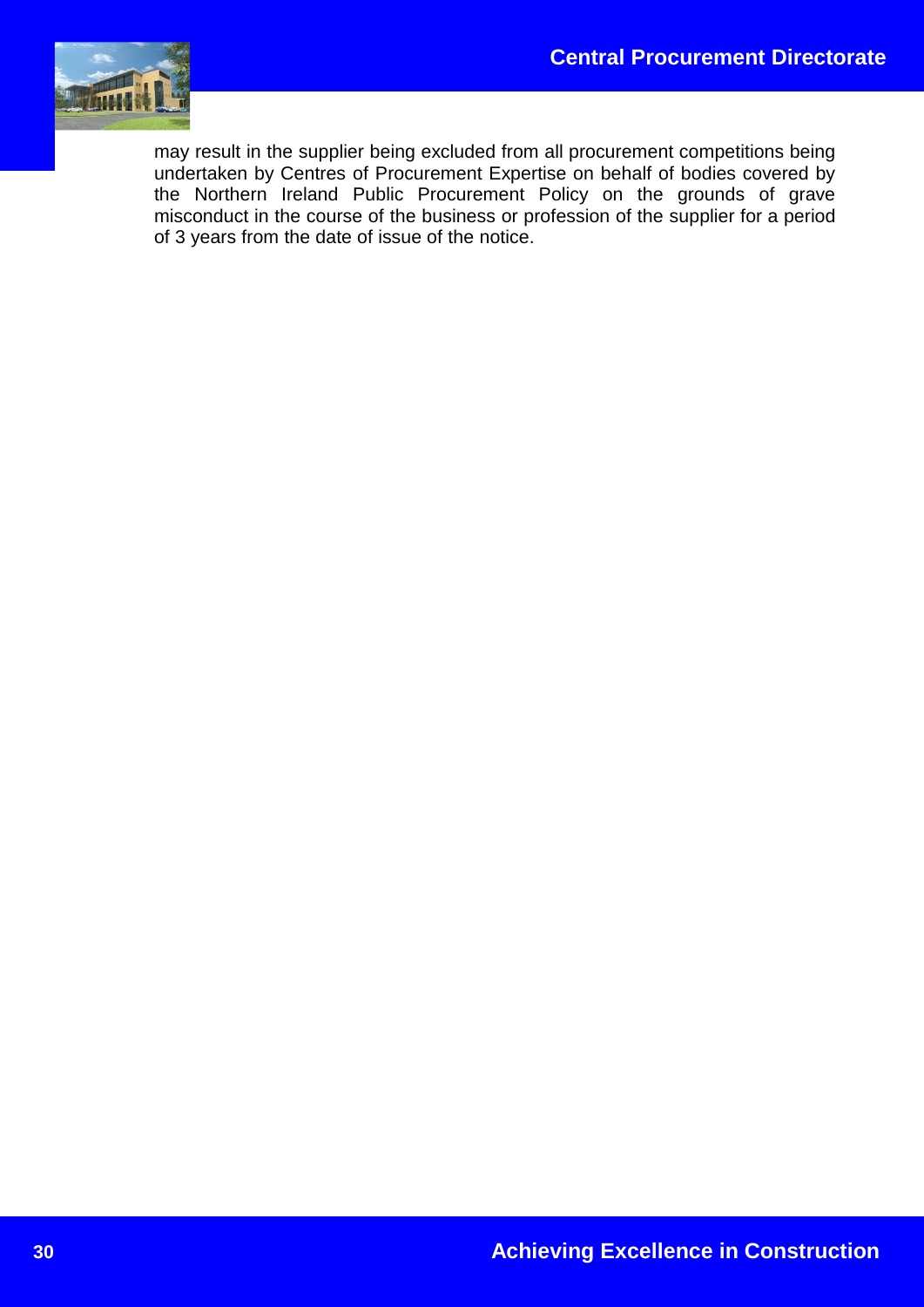may result in the supplier being excluded from all procurement competitions being undertaken by Centres of Procurement Expertise on behalf of bodies covered by the Northern Ireland Public Procurement Policy on the grounds of grave misconduct in the course of the business or profession of the supplier for a period of 3 years from the date of issue of the notice.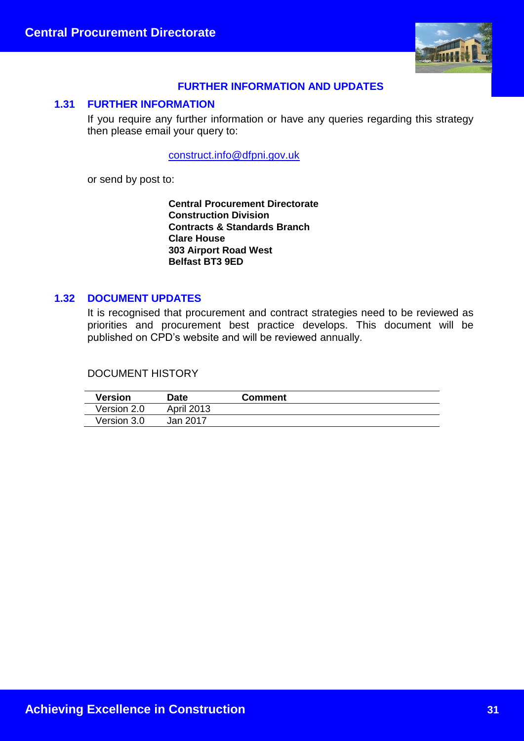## FURTHER INFORMATION AND UPDATES

### 1.31 FURTHER INFORMATION

If you require any further information or have any queries regarding this strategy then please email your query to:

construct.info@dfpni.gov.uk

or send by post to:

**Central Procurement Directorate**
**Construction Division**
**Contracts & Standards Branch**
**Clare House**
**303 Airport Road West**
**Belfast BT3 9ED**

### 1.32 DOCUMENT UPDATES

It is recognised that procurement and contract strategies need to be reviewed as priorities and procurement best practice develops. This document will be published on CPD's website and will be reviewed annually.

DOCUMENT HISTORY

| Version | Date | Comment |
|---|---|---|
| Version 2.0 | April 2013 | |
| Version 3.0 | Jan 2017 | |